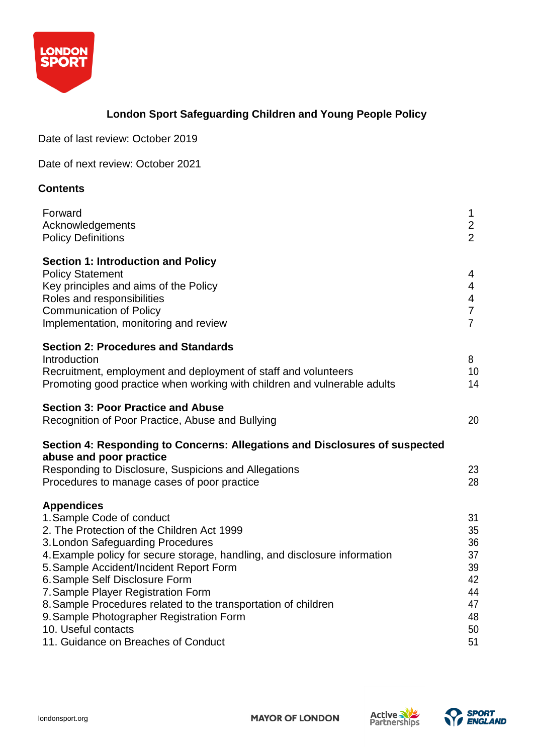# London Sport Safeguarding Children and Young People Policy

Date of last review: October 2019

Date of next review: October 2021

## Contents

| | |
|---|---|
| Forward | 1 |
| Acknowledgements | 2 |
| Policy Definitions | 2 |
| **Section 1: Introduction and Policy** | |
| Policy Statement | 4 |
| Key principles and aims of the Policy | 4 |
| Roles and responsibilities | 4 |
| Communication of Policy | 7 |
| Implementation, monitoring and review | 7 |
| **Section 2: Procedures and Standards** | |
| Introduction | 8 |
| Recruitment, employment and deployment of staff and volunteers | 10 |
| Promoting good practice when working with children and vulnerable adults | 14 |
| **Section 3: Poor Practice and Abuse** | |
| Recognition of Poor Practice, Abuse and Bullying | 20 |
| **Section 4: Responding to Concerns: Allegations and Disclosures of suspected abuse and poor practice** | |
| Responding to Disclosure, Suspicions and Allegations | 23 |
| Procedures to manage cases of poor practice | 28 |
| **Appendices** | |
| 1. Sample Code of conduct | 31 |
| 2. The Protection of the Children Act 1999 | 35 |
| 3. London Safeguarding Procedures | 36 |
| 4. Example policy for secure storage, handling, and disclosure information | 37 |
| 5. Sample Accident/Incident Report Form | 39 |
| 6. Sample Self Disclosure Form | 42 |
| 7. Sample Player Registration Form | 44 |
| 8. Sample Procedures related to the transportation of children | 47 |
| 9. Sample Photographer Registration Form | 48 |
| 10. Useful contacts | 50 |
| 11. Guidance on Breaches of Conduct | 51 |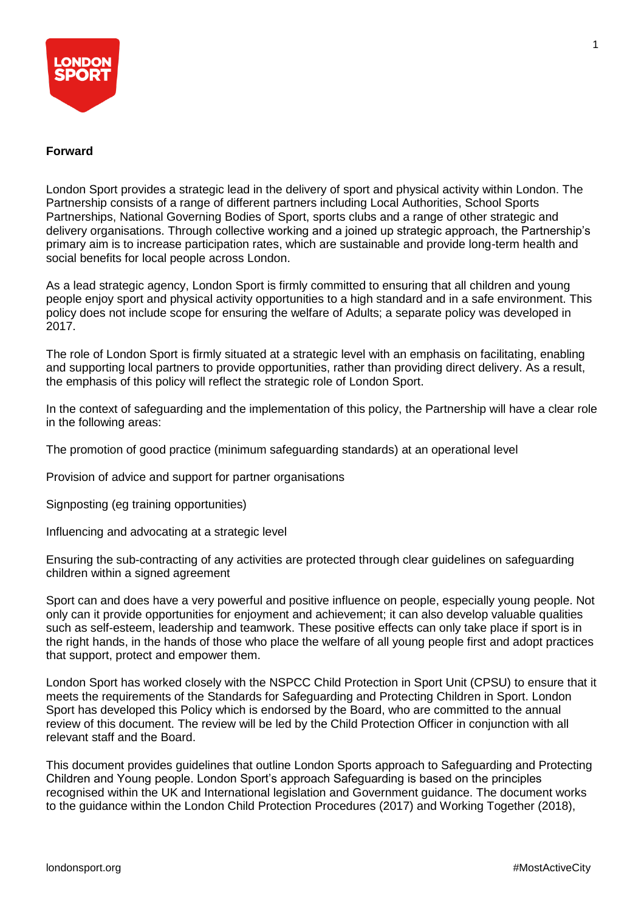**Forward**

London Sport provides a strategic lead in the delivery of sport and physical activity within London. The Partnership consists of a range of different partners including Local Authorities, School Sports Partnerships, National Governing Bodies of Sport, sports clubs and a range of other strategic and delivery organisations. Through collective working and a joined up strategic approach, the Partnership's primary aim is to increase participation rates, which are sustainable and provide long-term health and social benefits for local people across London.

As a lead strategic agency, London Sport is firmly committed to ensuring that all children and young people enjoy sport and physical activity opportunities to a high standard and in a safe environment. This policy does not include scope for ensuring the welfare of Adults; a separate policy was developed in 2017.

The role of London Sport is firmly situated at a strategic level with an emphasis on facilitating, enabling and supporting local partners to provide opportunities, rather than providing direct delivery. As a result, the emphasis of this policy will reflect the strategic role of London Sport.

In the context of safeguarding and the implementation of this policy, the Partnership will have a clear role in the following areas:

The promotion of good practice (minimum safeguarding standards) at an operational level

Provision of advice and support for partner organisations

Signposting (eg training opportunities)

Influencing and advocating at a strategic level

Ensuring the sub-contracting of any activities are protected through clear guidelines on safeguarding children within a signed agreement

Sport can and does have a very powerful and positive influence on people, especially young people. Not only can it provide opportunities for enjoyment and achievement; it can also develop valuable qualities such as self-esteem, leadership and teamwork. These positive effects can only take place if sport is in the right hands, in the hands of those who place the welfare of all young people first and adopt practices that support, protect and empower them.

London Sport has worked closely with the NSPCC Child Protection in Sport Unit (CPSU) to ensure that it meets the requirements of the Standards for Safeguarding and Protecting Children in Sport. London Sport has developed this Policy which is endorsed by the Board, who are committed to the annual review of this document. The review will be led by the Child Protection Officer in conjunction with all relevant staff and the Board.

This document provides guidelines that outline London Sports approach to Safeguarding and Protecting Children and Young people. London Sport's approach Safeguarding is based on the principles recognised within the UK and International legislation and Government guidance. The document works to the guidance within the London Child Protection Procedures (2017) and Working Together (2018),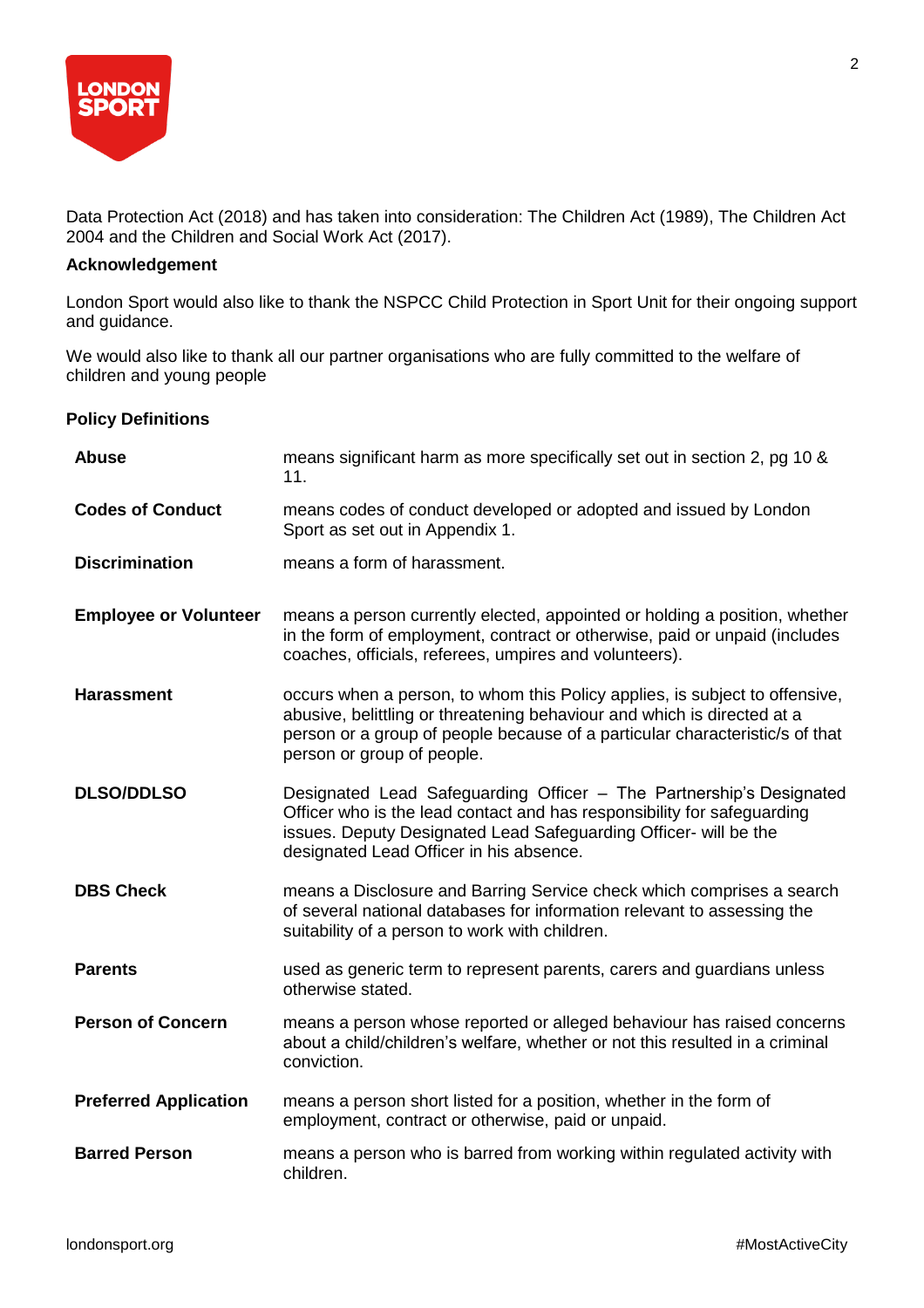Data Protection Act (2018) and has taken into consideration: The Children Act (1989), The Children Act 2004 and the Children and Social Work Act (2017).

**Acknowledgement**

London Sport would also like to thank the NSPCC Child Protection in Sport Unit for their ongoing support and guidance.

We would also like to thank all our partner organisations who are fully committed to the welfare of children and young people

**Policy Definitions**

| | |
|---|---|
| **Abuse** | means significant harm as more specifically set out in section 2, pg 10 & 11. |
| **Codes of Conduct** | means codes of conduct developed or adopted and issued by London Sport as set out in Appendix 1. |
| **Discrimination** | means a form of harassment. |
| **Employee or Volunteer** | means a person currently elected, appointed or holding a position, whether in the form of employment, contract or otherwise, paid or unpaid (includes coaches, officials, referees, umpires and volunteers). |
| **Harassment** | occurs when a person, to whom this Policy applies, is subject to offensive, abusive, belittling or threatening behaviour and which is directed at a person or a group of people because of a particular characteristic/s of that person or group of people. |
| **DLSO/DDLSO** | Designated Lead Safeguarding Officer – The Partnership's Designated Officer who is the lead contact and has responsibility for safeguarding issues. Deputy Designated Lead Safeguarding Officer- will be the designated Lead Officer in his absence. |
| **DBS Check** | means a Disclosure and Barring Service check which comprises a search of several national databases for information relevant to assessing the suitability of a person to work with children. |
| **Parents** | used as generic term to represent parents, carers and guardians unless otherwise stated. |
| **Person of Concern** | means a person whose reported or alleged behaviour has raised concerns about a child/children's welfare, whether or not this resulted in a criminal conviction. |
| **Preferred Application** | means a person short listed for a position, whether in the form of employment, contract or otherwise, paid or unpaid. |
| **Barred Person** | means a person who is barred from working within regulated activity with children. |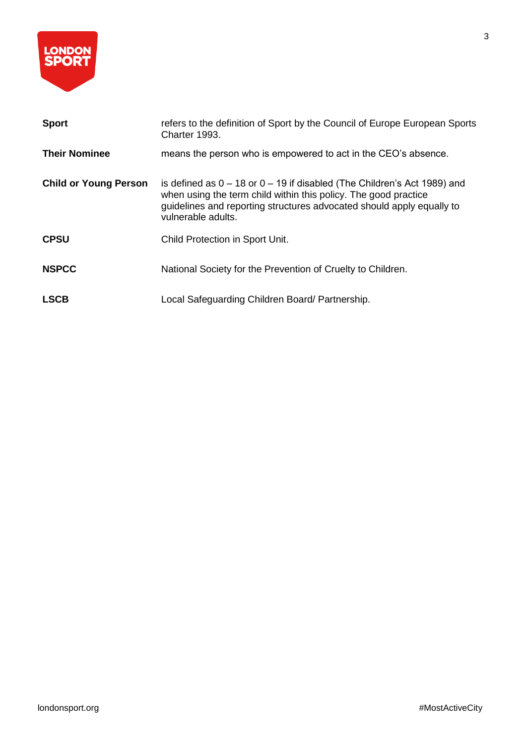| | |
|---|---|
| **Sport** | refers to the definition of Sport by the Council of Europe European Sports Charter 1993. |
| **Their Nominee** | means the person who is empowered to act in the CEO's absence. |
| **Child or Young Person** | is defined as 0 – 18 or 0 – 19 if disabled (The Children's Act 1989) and when using the term child within this policy. The good practice guidelines and reporting structures advocated should apply equally to vulnerable adults. |
| **CPSU** | Child Protection in Sport Unit. |
| **NSPCC** | National Society for the Prevention of Cruelty to Children. |
| **LSCB** | Local Safeguarding Children Board/ Partnership. |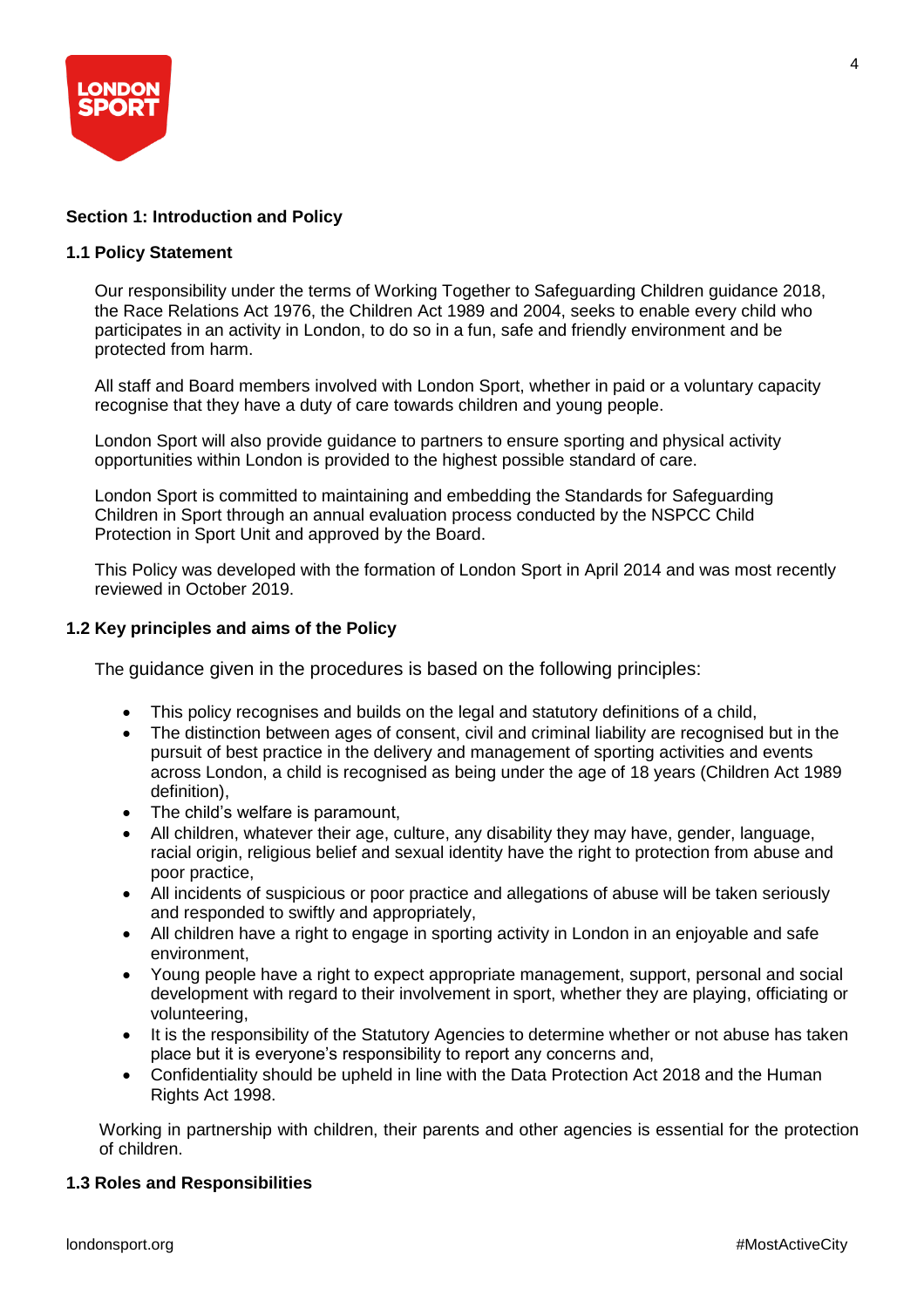## Section 1: Introduction and Policy

### 1.1 Policy Statement

Our responsibility under the terms of Working Together to Safeguarding Children guidance 2018, the Race Relations Act 1976, the Children Act 1989 and 2004, seeks to enable every child who participates in an activity in London, to do so in a fun, safe and friendly environment and be protected from harm.

All staff and Board members involved with London Sport, whether in paid or a voluntary capacity recognise that they have a duty of care towards children and young people.

London Sport will also provide guidance to partners to ensure sporting and physical activity opportunities within London is provided to the highest possible standard of care.

London Sport is committed to maintaining and embedding the Standards for Safeguarding Children in Sport through an annual evaluation process conducted by the NSPCC Child Protection in Sport Unit and approved by the Board.

This Policy was developed with the formation of London Sport in April 2014 and was most recently reviewed in October 2019.

### 1.2 Key principles and aims of the Policy

The guidance given in the procedures is based on the following principles:

- This policy recognises and builds on the legal and statutory definitions of a child,
- The distinction between ages of consent, civil and criminal liability are recognised but in the pursuit of best practice in the delivery and management of sporting activities and events across London, a child is recognised as being under the age of 18 years (Children Act 1989 definition),
- The child's welfare is paramount,
- All children, whatever their age, culture, any disability they may have, gender, language, racial origin, religious belief and sexual identity have the right to protection from abuse and poor practice,
- All incidents of suspicious or poor practice and allegations of abuse will be taken seriously and responded to swiftly and appropriately,
- All children have a right to engage in sporting activity in London in an enjoyable and safe environment,
- Young people have a right to expect appropriate management, support, personal and social development with regard to their involvement in sport, whether they are playing, officiating or volunteering,
- It is the responsibility of the Statutory Agencies to determine whether or not abuse has taken place but it is everyone's responsibility to report any concerns and,
- Confidentiality should be upheld in line with the Data Protection Act 2018 and the Human Rights Act 1998.

Working in partnership with children, their parents and other agencies is essential for the protection of children.

### 1.3 Roles and Responsibilities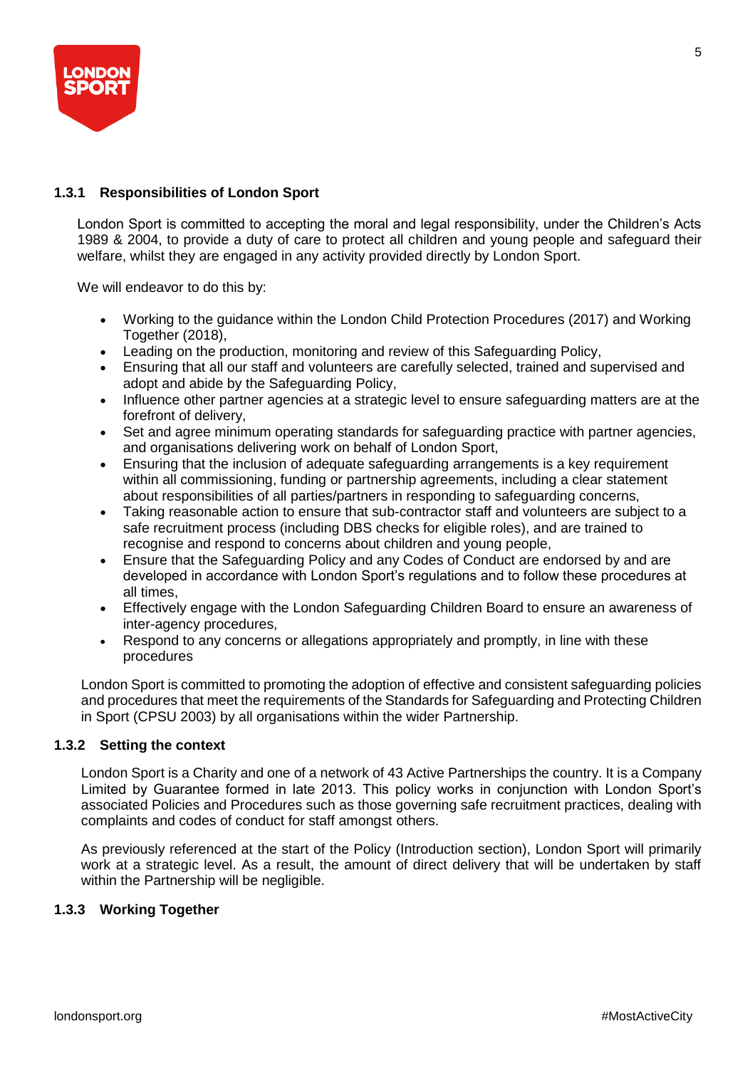### 1.3.1 Responsibilities of London Sport

London Sport is committed to accepting the moral and legal responsibility, under the Children's Acts 1989 & 2004, to provide a duty of care to protect all children and young people and safeguard their welfare, whilst they are engaged in any activity provided directly by London Sport.

We will endeavor to do this by:

- Working to the guidance within the London Child Protection Procedures (2017) and Working Together (2018),
- Leading on the production, monitoring and review of this Safeguarding Policy,
- Ensuring that all our staff and volunteers are carefully selected, trained and supervised and adopt and abide by the Safeguarding Policy,
- Influence other partner agencies at a strategic level to ensure safeguarding matters are at the forefront of delivery,
- Set and agree minimum operating standards for safeguarding practice with partner agencies, and organisations delivering work on behalf of London Sport,
- Ensuring that the inclusion of adequate safeguarding arrangements is a key requirement within all commissioning, funding or partnership agreements, including a clear statement about responsibilities of all parties/partners in responding to safeguarding concerns,
- Taking reasonable action to ensure that sub-contractor staff and volunteers are subject to a safe recruitment process (including DBS checks for eligible roles), and are trained to recognise and respond to concerns about children and young people,
- Ensure that the Safeguarding Policy and any Codes of Conduct are endorsed by and are developed in accordance with London Sport's regulations and to follow these procedures at all times,
- Effectively engage with the London Safeguarding Children Board to ensure an awareness of inter-agency procedures,
- Respond to any concerns or allegations appropriately and promptly, in line with these procedures

London Sport is committed to promoting the adoption of effective and consistent safeguarding policies and procedures that meet the requirements of the Standards for Safeguarding and Protecting Children in Sport (CPSU 2003) by all organisations within the wider Partnership.

### 1.3.2 Setting the context

London Sport is a Charity and one of a network of 43 Active Partnerships the country. It is a Company Limited by Guarantee formed in late 2013. This policy works in conjunction with London Sport's associated Policies and Procedures such as those governing safe recruitment practices, dealing with complaints and codes of conduct for staff amongst others.

As previously referenced at the start of the Policy (Introduction section), London Sport will primarily work at a strategic level. As a result, the amount of direct delivery that will be undertaken by staff within the Partnership will be negligible.

### 1.3.3 Working Together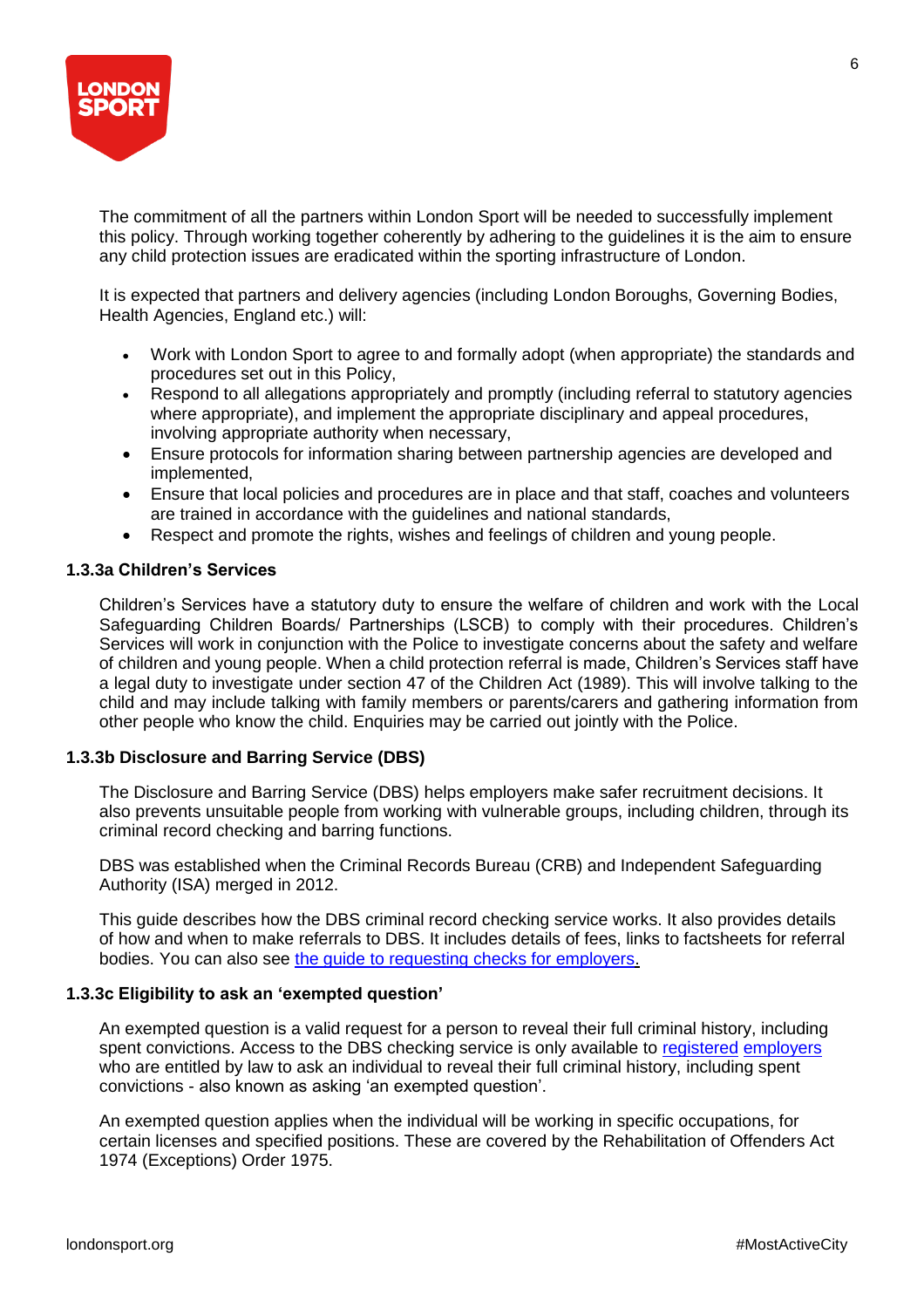The commitment of all the partners within London Sport will be needed to successfully implement this policy. Through working together coherently by adhering to the guidelines it is the aim to ensure any child protection issues are eradicated within the sporting infrastructure of London.

It is expected that partners and delivery agencies (including London Boroughs, Governing Bodies, Health Agencies, England etc.) will:

- Work with London Sport to agree to and formally adopt (when appropriate) the standards and procedures set out in this Policy,
- Respond to all allegations appropriately and promptly (including referral to statutory agencies where appropriate), and implement the appropriate disciplinary and appeal procedures, involving appropriate authority when necessary,
- Ensure protocols for information sharing between partnership agencies are developed and implemented,
- Ensure that local policies and procedures are in place and that staff, coaches and volunteers are trained in accordance with the guidelines and national standards,
- Respect and promote the rights, wishes and feelings of children and young people.

#### 1.3.3a Children's Services

Children's Services have a statutory duty to ensure the welfare of children and work with the Local Safeguarding Children Boards/ Partnerships (LSCB) to comply with their procedures. Children's Services will work in conjunction with the Police to investigate concerns about the safety and welfare of children and young people. When a child protection referral is made, Children's Services staff have a legal duty to investigate under section 47 of the Children Act (1989). This will involve talking to the child and may include talking with family members or parents/carers and gathering information from other people who know the child. Enquiries may be carried out jointly with the Police.

#### 1.3.3b Disclosure and Barring Service (DBS)

The Disclosure and Barring Service (DBS) helps employers make safer recruitment decisions. It also prevents unsuitable people from working with vulnerable groups, including children, through its criminal record checking and barring functions.

DBS was established when the Criminal Records Bureau (CRB) and Independent Safeguarding Authority (ISA) merged in 2012.

This guide describes how the DBS criminal record checking service works. It also provides details of how and when to make referrals to DBS. It includes details of fees, links to factsheets for referral bodies. You can also see the guide to requesting checks for employers.

#### 1.3.3c Eligibility to ask an 'exempted question'

An exempted question is a valid request for a person to reveal their full criminal history, including spent convictions. Access to the DBS checking service is only available to registered employers who are entitled by law to ask an individual to reveal their full criminal history, including spent convictions - also known as asking 'an exempted question'.

An exempted question applies when the individual will be working in specific occupations, for certain licenses and specified positions. These are covered by the Rehabilitation of Offenders Act 1974 (Exceptions) Order 1975.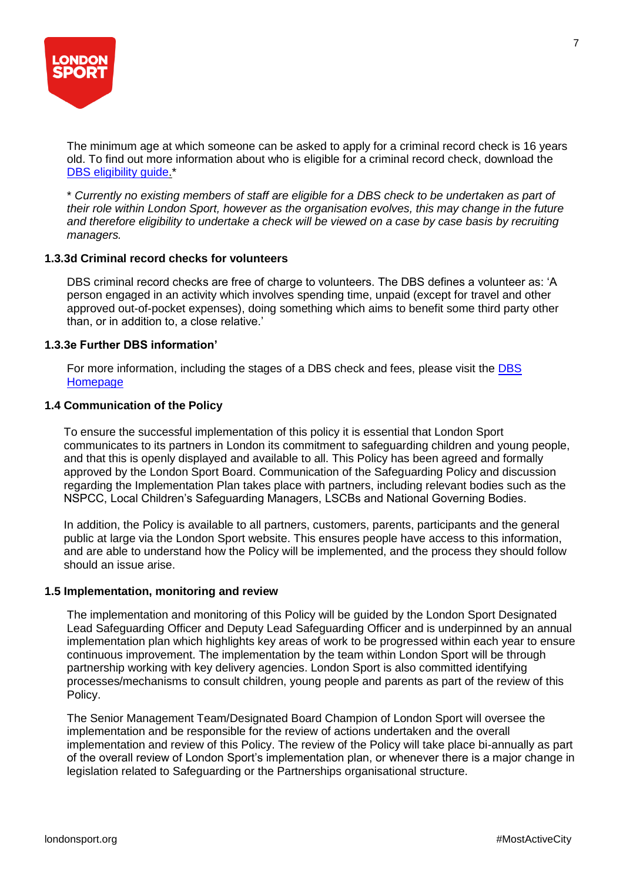The minimum age at which someone can be asked to apply for a criminal record check is 16 years old. To find out more information about who is eligible for a criminal record check, download the [DBS eligibility guide.](#)*

*\* Currently no existing members of staff are eligible for a DBS check to be undertaken as part of their role within London Sport, however as the organisation evolves, this may change in the future and therefore eligibility to undertake a check will be viewed on a case by case basis by recruiting managers.*

#### 1.3.3d Criminal record checks for volunteers

DBS criminal record checks are free of charge to volunteers. The DBS defines a volunteer as: 'A person engaged in an activity which involves spending time, unpaid (except for travel and other approved out-of-pocket expenses), doing something which aims to benefit some third party other than, or in addition to, a close relative.'

#### 1.3.3e Further DBS information'

For more information, including the stages of a DBS check and fees, please visit the [DBS Homepage](#)

### 1.4 Communication of the Policy

To ensure the successful implementation of this policy it is essential that London Sport communicates to its partners in London its commitment to safeguarding children and young people, and that this is openly displayed and available to all. This Policy has been agreed and formally approved by the London Sport Board. Communication of the Safeguarding Policy and discussion regarding the Implementation Plan takes place with partners, including relevant bodies such as the NSPCC, Local Children's Safeguarding Managers, LSCBs and National Governing Bodies.

In addition, the Policy is available to all partners, customers, parents, participants and the general public at large via the London Sport website. This ensures people have access to this information, and are able to understand how the Policy will be implemented, and the process they should follow should an issue arise.

### 1.5 Implementation, monitoring and review

The implementation and monitoring of this Policy will be guided by the London Sport Designated Lead Safeguarding Officer and Deputy Lead Safeguarding Officer and is underpinned by an annual implementation plan which highlights key areas of work to be progressed within each year to ensure continuous improvement. The implementation by the team within London Sport will be through partnership working with key delivery agencies. London Sport is also committed identifying processes/mechanisms to consult children, young people and parents as part of the review of this Policy.

The Senior Management Team/Designated Board Champion of London Sport will oversee the implementation and be responsible for the review of actions undertaken and the overall implementation and review of this Policy. The review of the Policy will take place bi-annually as part of the overall review of London Sport's implementation plan, or whenever there is a major change in legislation related to Safeguarding or the Partnerships organisational structure.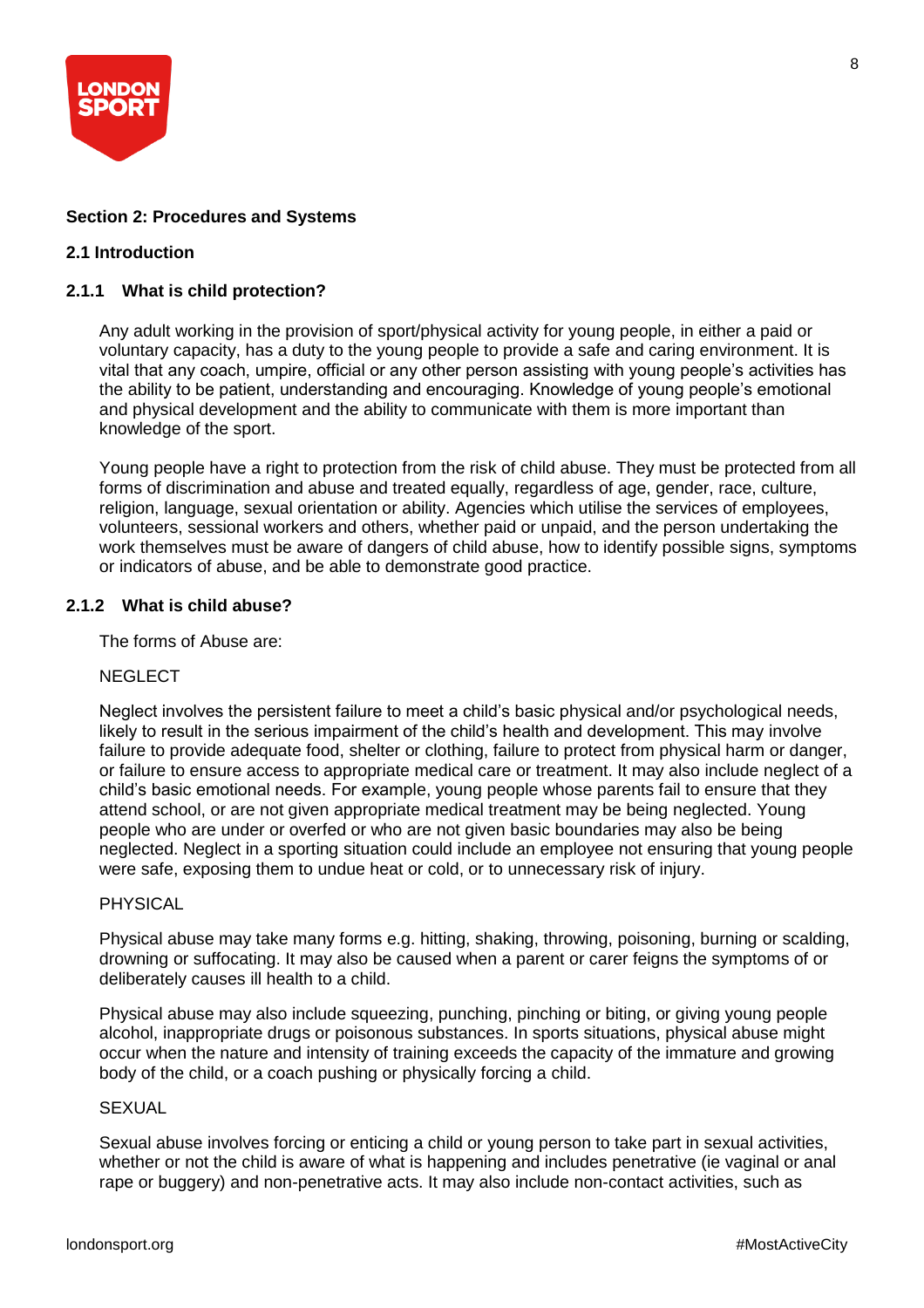## Section 2: Procedures and Systems

### 2.1 Introduction

#### 2.1.1 What is child protection?

Any adult working in the provision of sport/physical activity for young people, in either a paid or voluntary capacity, has a duty to the young people to provide a safe and caring environment. It is vital that any coach, umpire, official or any other person assisting with young people's activities has the ability to be patient, understanding and encouraging. Knowledge of young people's emotional and physical development and the ability to communicate with them is more important than knowledge of the sport.

Young people have a right to protection from the risk of child abuse. They must be protected from all forms of discrimination and abuse and treated equally, regardless of age, gender, race, culture, religion, language, sexual orientation or ability. Agencies which utilise the services of employees, volunteers, sessional workers and others, whether paid or unpaid, and the person undertaking the work themselves must be aware of dangers of child abuse, how to identify possible signs, symptoms or indicators of abuse, and be able to demonstrate good practice.

#### 2.1.2 What is child abuse?

The forms of Abuse are:

NEGLECT

Neglect involves the persistent failure to meet a child's basic physical and/or psychological needs, likely to result in the serious impairment of the child's health and development. This may involve failure to provide adequate food, shelter or clothing, failure to protect from physical harm or danger, or failure to ensure access to appropriate medical care or treatment. It may also include neglect of a child's basic emotional needs. For example, young people whose parents fail to ensure that they attend school, or are not given appropriate medical treatment may be being neglected. Young people who are under or overfed or who are not given basic boundaries may also be being neglected. Neglect in a sporting situation could include an employee not ensuring that young people were safe, exposing them to undue heat or cold, or to unnecessary risk of injury.

PHYSICAL

Physical abuse may take many forms e.g. hitting, shaking, throwing, poisoning, burning or scalding, drowning or suffocating. It may also be caused when a parent or carer feigns the symptoms of or deliberately causes ill health to a child.

Physical abuse may also include squeezing, punching, pinching or biting, or giving young people alcohol, inappropriate drugs or poisonous substances. In sports situations, physical abuse might occur when the nature and intensity of training exceeds the capacity of the immature and growing body of the child, or a coach pushing or physically forcing a child.

SEXUAL

Sexual abuse involves forcing or enticing a child or young person to take part in sexual activities, whether or not the child is aware of what is happening and includes penetrative (ie vaginal or anal rape or buggery) and non-penetrative acts. It may also include non-contact activities, such as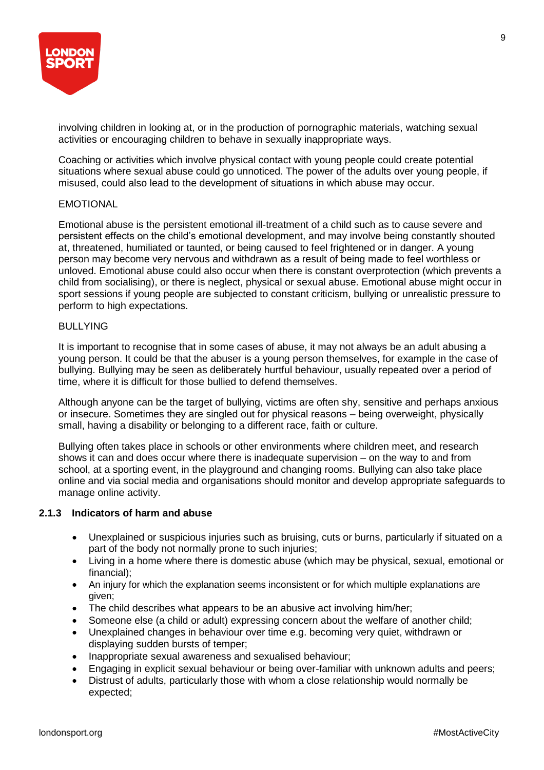involving children in looking at, or in the production of pornographic materials, watching sexual activities or encouraging children to behave in sexually inappropriate ways.

Coaching or activities which involve physical contact with young people could create potential situations where sexual abuse could go unnoticed. The power of the adults over young people, if misused, could also lead to the development of situations in which abuse may occur.

EMOTIONAL

Emotional abuse is the persistent emotional ill-treatment of a child such as to cause severe and persistent effects on the child's emotional development, and may involve being constantly shouted at, threatened, humiliated or taunted, or being caused to feel frightened or in danger. A young person may become very nervous and withdrawn as a result of being made to feel worthless or unloved. Emotional abuse could also occur when there is constant overprotection (which prevents a child from socialising), or there is neglect, physical or sexual abuse. Emotional abuse might occur in sport sessions if young people are subjected to constant criticism, bullying or unrealistic pressure to perform to high expectations.

BULLYING

It is important to recognise that in some cases of abuse, it may not always be an adult abusing a young person. It could be that the abuser is a young person themselves, for example in the case of bullying. Bullying may be seen as deliberately hurtful behaviour, usually repeated over a period of time, where it is difficult for those bullied to defend themselves.

Although anyone can be the target of bullying, victims are often shy, sensitive and perhaps anxious or insecure. Sometimes they are singled out for physical reasons – being overweight, physically small, having a disability or belonging to a different race, faith or culture.

Bullying often takes place in schools or other environments where children meet, and research shows it can and does occur where there is inadequate supervision – on the way to and from school, at a sporting event, in the playground and changing rooms. Bullying can also take place online and via social media and organisations should monitor and develop appropriate safeguards to manage online activity.

### 2.1.3 Indicators of harm and abuse

- Unexplained or suspicious injuries such as bruising, cuts or burns, particularly if situated on a part of the body not normally prone to such injuries;
- Living in a home where there is domestic abuse (which may be physical, sexual, emotional or financial);
- An injury for which the explanation seems inconsistent or for which multiple explanations are given;
- The child describes what appears to be an abusive act involving him/her;
- Someone else (a child or adult) expressing concern about the welfare of another child;
- Unexplained changes in behaviour over time e.g. becoming very quiet, withdrawn or displaying sudden bursts of temper;
- Inappropriate sexual awareness and sexualised behaviour;
- Engaging in explicit sexual behaviour or being over-familiar with unknown adults and peers;
- Distrust of adults, particularly those with whom a close relationship would normally be expected;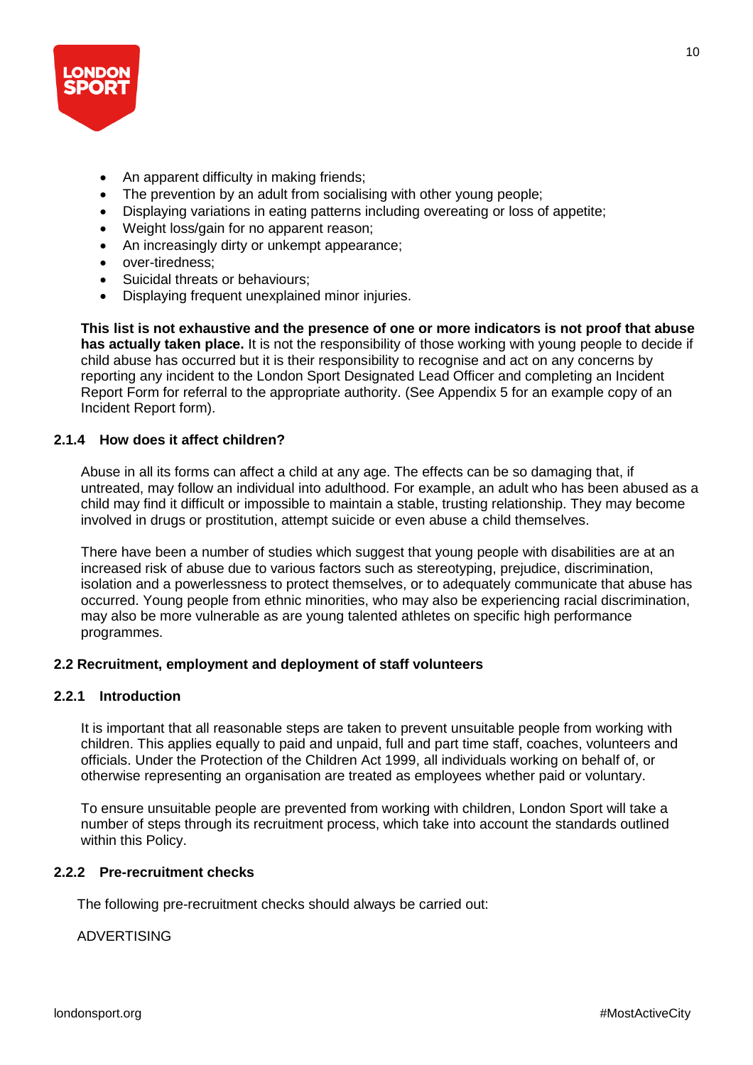- An apparent difficulty in making friends;
- The prevention by an adult from socialising with other young people;
- Displaying variations in eating patterns including overeating or loss of appetite;
- Weight loss/gain for no apparent reason;
- An increasingly dirty or unkempt appearance;
- over-tiredness;
- Suicidal threats or behaviours;
- Displaying frequent unexplained minor injuries.

**This list is not exhaustive and the presence of one or more indicators is not proof that abuse has actually taken place.** It is not the responsibility of those working with young people to decide if child abuse has occurred but it is their responsibility to recognise and act on any concerns by reporting any incident to the London Sport Designated Lead Officer and completing an Incident Report Form for referral to the appropriate authority. (See Appendix 5 for an example copy of an Incident Report form).

#### 2.1.4 How does it affect children?

Abuse in all its forms can affect a child at any age. The effects can be so damaging that, if untreated, may follow an individual into adulthood. For example, an adult who has been abused as a child may find it difficult or impossible to maintain a stable, trusting relationship. They may become involved in drugs or prostitution, attempt suicide or even abuse a child themselves.

There have been a number of studies which suggest that young people with disabilities are at an increased risk of abuse due to various factors such as stereotyping, prejudice, discrimination, isolation and a powerlessness to protect themselves, or to adequately communicate that abuse has occurred. Young people from ethnic minorities, who may also be experiencing racial discrimination, may also be more vulnerable as are young talented athletes on specific high performance programmes.

### 2.2 Recruitment, employment and deployment of staff volunteers

#### 2.2.1 Introduction

It is important that all reasonable steps are taken to prevent unsuitable people from working with children. This applies equally to paid and unpaid, full and part time staff, coaches, volunteers and officials. Under the Protection of the Children Act 1999, all individuals working on behalf of, or otherwise representing an organisation are treated as employees whether paid or voluntary.

To ensure unsuitable people are prevented from working with children, London Sport will take a number of steps through its recruitment process, which take into account the standards outlined within this Policy.

#### 2.2.2 Pre-recruitment checks

The following pre-recruitment checks should always be carried out:

ADVERTISING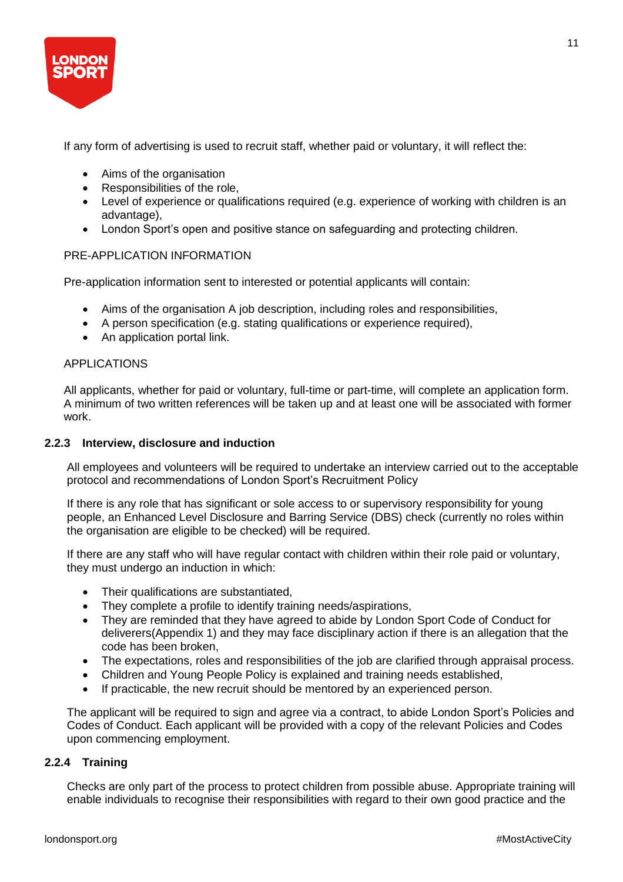If any form of advertising is used to recruit staff, whether paid or voluntary, it will reflect the:

- Aims of the organisation
- Responsibilities of the role,
- Level of experience or qualifications required (e.g. experience of working with children is an advantage),
- London Sport's open and positive stance on safeguarding and protecting children.

PRE-APPLICATION INFORMATION

Pre-application information sent to interested or potential applicants will contain:

- Aims of the organisation A job description, including roles and responsibilities,
- A person specification (e.g. stating qualifications or experience required),
- An application portal link.

APPLICATIONS

All applicants, whether for paid or voluntary, full-time or part-time, will complete an application form. A minimum of two written references will be taken up and at least one will be associated with former work.

### 2.2.3 Interview, disclosure and induction

All employees and volunteers will be required to undertake an interview carried out to the acceptable protocol and recommendations of London Sport's Recruitment Policy

If there is any role that has significant or sole access to or supervisory responsibility for young people, an Enhanced Level Disclosure and Barring Service (DBS) check (currently no roles within the organisation are eligible to be checked) will be required.

If there are any staff who will have regular contact with children within their role paid or voluntary, they must undergo an induction in which:

- Their qualifications are substantiated,
- They complete a profile to identify training needs/aspirations,
- They are reminded that they have agreed to abide by London Sport Code of Conduct for deliverers(Appendix 1) and they may face disciplinary action if there is an allegation that the code has been broken,
- The expectations, roles and responsibilities of the job are clarified through appraisal process.
- Children and Young People Policy is explained and training needs established,
- If practicable, the new recruit should be mentored by an experienced person.

The applicant will be required to sign and agree via a contract, to abide London Sport's Policies and Codes of Conduct. Each applicant will be provided with a copy of the relevant Policies and Codes upon commencing employment.

### 2.2.4 Training

Checks are only part of the process to protect children from possible abuse. Appropriate training will enable individuals to recognise their responsibilities with regard to their own good practice and the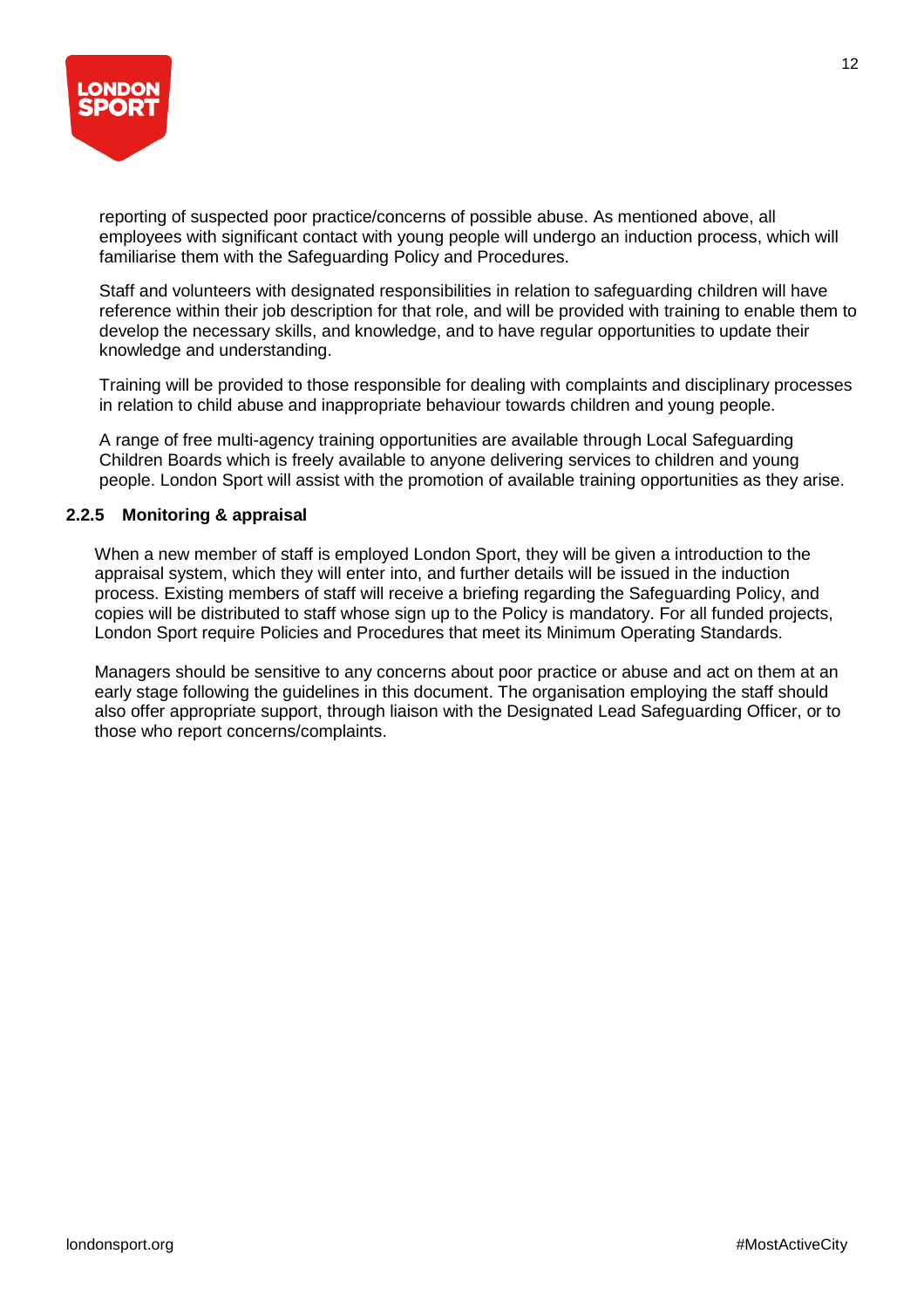reporting of suspected poor practice/concerns of possible abuse. As mentioned above, all employees with significant contact with young people will undergo an induction process, which will familiarise them with the Safeguarding Policy and Procedures.

Staff and volunteers with designated responsibilities in relation to safeguarding children will have reference within their job description for that role, and will be provided with training to enable them to develop the necessary skills, and knowledge, and to have regular opportunities to update their knowledge and understanding.

Training will be provided to those responsible for dealing with complaints and disciplinary processes in relation to child abuse and inappropriate behaviour towards children and young people.

A range of free multi-agency training opportunities are available through Local Safeguarding Children Boards which is freely available to anyone delivering services to children and young people. London Sport will assist with the promotion of available training opportunities as they arise.

#### 2.2.5 Monitoring & appraisal

When a new member of staff is employed London Sport, they will be given a introduction to the appraisal system, which they will enter into, and further details will be issued in the induction process. Existing members of staff will receive a briefing regarding the Safeguarding Policy, and copies will be distributed to staff whose sign up to the Policy is mandatory. For all funded projects, London Sport require Policies and Procedures that meet its Minimum Operating Standards.

Managers should be sensitive to any concerns about poor practice or abuse and act on them at an early stage following the guidelines in this document. The organisation employing the staff should also offer appropriate support, through liaison with the Designated Lead Safeguarding Officer, or to those who report concerns/complaints.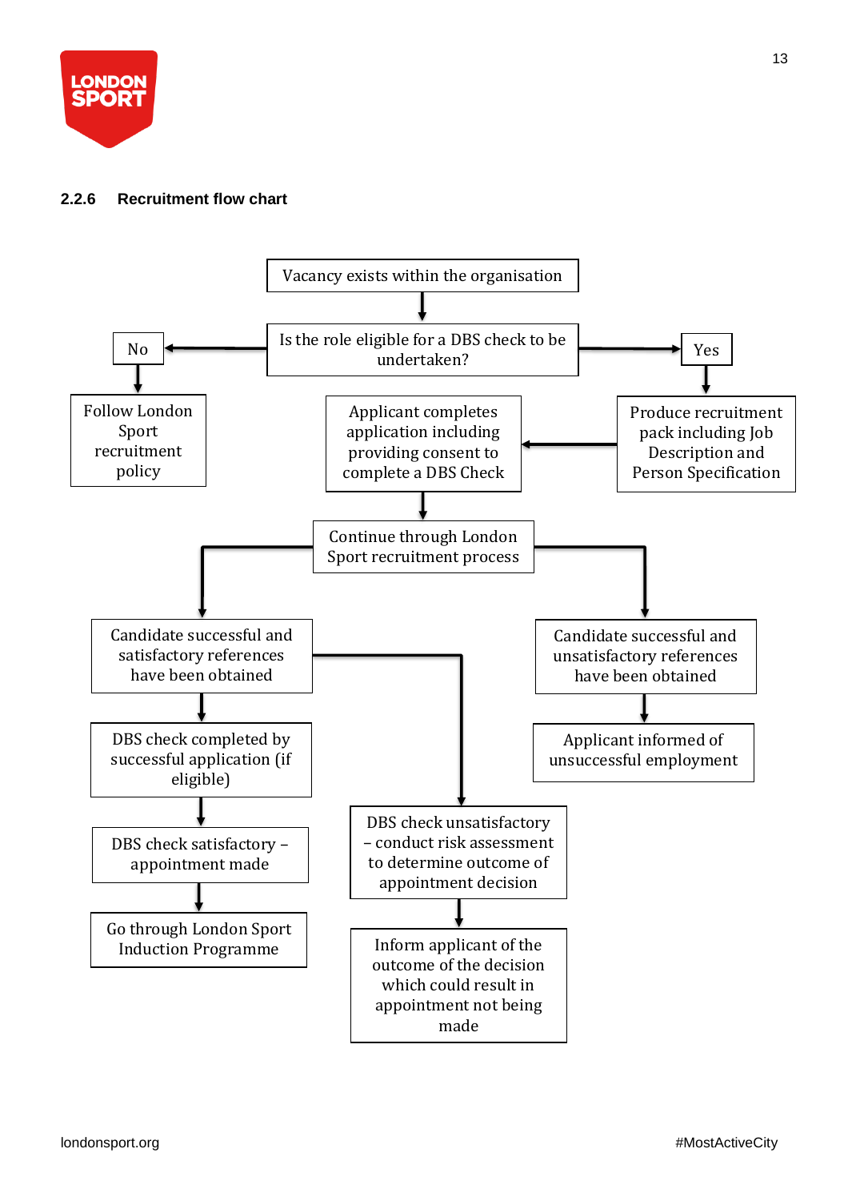### 2.2.6 Recruitment flow chart

Vacancy exists within the organisation

↓

Is the role eligible for a DBS check to be undertaken?

**No** → Follow London Sport recruitment policy

**Yes** → Produce recruitment pack including Job Description and Person Specification → Applicant completes application including providing consent to complete a DBS Check

↓

Continue through London Sport recruitment process

- Candidate successful and satisfactory references have been obtained
  - → DBS check completed by successful application (if eligible)
    - → DBS check satisfactory – appointment made
      - → Go through London Sport Induction Programme
    - → DBS check unsatisfactory – conduct risk assessment to determine outcome of appointment decision
      - → Inform applicant of the outcome of the decision which could result in appointment not being made
- Candidate successful and unsatisfactory references have been obtained
  - → Applicant informed of unsuccessful employment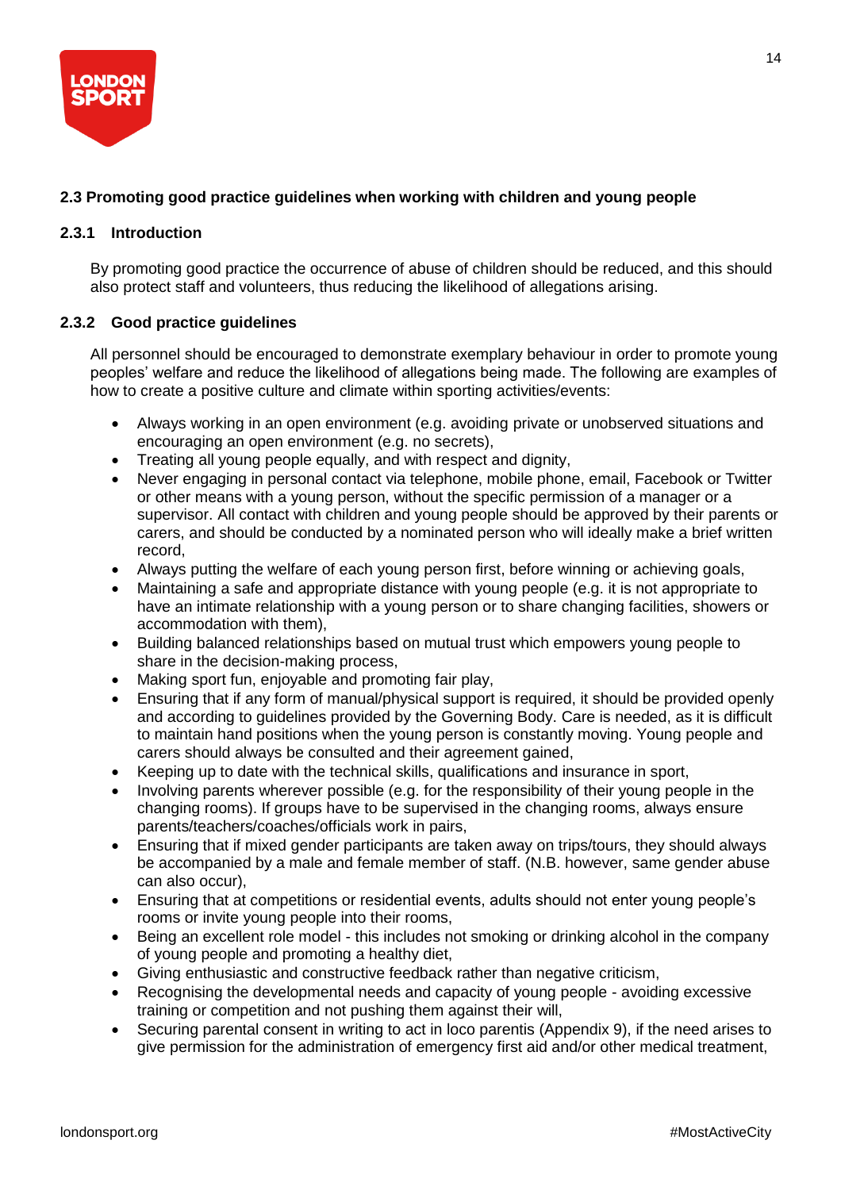### 2.3 Promoting good practice guidelines when working with children and young people

#### 2.3.1 Introduction

By promoting good practice the occurrence of abuse of children should be reduced, and this should also protect staff and volunteers, thus reducing the likelihood of allegations arising.

#### 2.3.2 Good practice guidelines

All personnel should be encouraged to demonstrate exemplary behaviour in order to promote young peoples' welfare and reduce the likelihood of allegations being made. The following are examples of how to create a positive culture and climate within sporting activities/events:

- Always working in an open environment (e.g. avoiding private or unobserved situations and encouraging an open environment (e.g. no secrets),
- Treating all young people equally, and with respect and dignity,
- Never engaging in personal contact via telephone, mobile phone, email, Facebook or Twitter or other means with a young person, without the specific permission of a manager or a supervisor. All contact with children and young people should be approved by their parents or carers, and should be conducted by a nominated person who will ideally make a brief written record,
- Always putting the welfare of each young person first, before winning or achieving goals,
- Maintaining a safe and appropriate distance with young people (e.g. it is not appropriate to have an intimate relationship with a young person or to share changing facilities, showers or accommodation with them),
- Building balanced relationships based on mutual trust which empowers young people to share in the decision-making process,
- Making sport fun, enjoyable and promoting fair play,
- Ensuring that if any form of manual/physical support is required, it should be provided openly and according to guidelines provided by the Governing Body. Care is needed, as it is difficult to maintain hand positions when the young person is constantly moving. Young people and carers should always be consulted and their agreement gained,
- Keeping up to date with the technical skills, qualifications and insurance in sport,
- Involving parents wherever possible (e.g. for the responsibility of their young people in the changing rooms). If groups have to be supervised in the changing rooms, always ensure parents/teachers/coaches/officials work in pairs,
- Ensuring that if mixed gender participants are taken away on trips/tours, they should always be accompanied by a male and female member of staff. (N.B. however, same gender abuse can also occur),
- Ensuring that at competitions or residential events, adults should not enter young people's rooms or invite young people into their rooms,
- Being an excellent role model - this includes not smoking or drinking alcohol in the company of young people and promoting a healthy diet,
- Giving enthusiastic and constructive feedback rather than negative criticism,
- Recognising the developmental needs and capacity of young people - avoiding excessive training or competition and not pushing them against their will,
- Securing parental consent in writing to act in loco parentis (Appendix 9), if the need arises to give permission for the administration of emergency first aid and/or other medical treatment,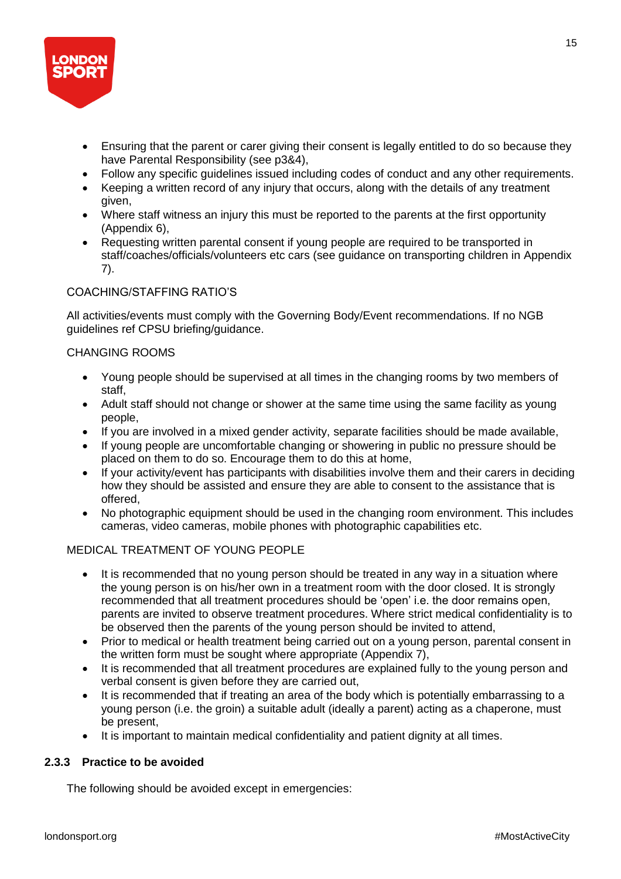- Ensuring that the parent or carer giving their consent is legally entitled to do so because they have Parental Responsibility (see p3&4),
- Follow any specific guidelines issued including codes of conduct and any other requirements.
- Keeping a written record of any injury that occurs, along with the details of any treatment given,
- Where staff witness an injury this must be reported to the parents at the first opportunity (Appendix 6),
- Requesting written parental consent if young people are required to be transported in staff/coaches/officials/volunteers etc cars (see guidance on transporting children in Appendix 7).

COACHING/STAFFING RATIO'S

All activities/events must comply with the Governing Body/Event recommendations. If no NGB guidelines ref CPSU briefing/guidance.

CHANGING ROOMS

- Young people should be supervised at all times in the changing rooms by two members of staff,
- Adult staff should not change or shower at the same time using the same facility as young people,
- If you are involved in a mixed gender activity, separate facilities should be made available,
- If young people are uncomfortable changing or showering in public no pressure should be placed on them to do so. Encourage them to do this at home,
- If your activity/event has participants with disabilities involve them and their carers in deciding how they should be assisted and ensure they are able to consent to the assistance that is offered,
- No photographic equipment should be used in the changing room environment. This includes cameras, video cameras, mobile phones with photographic capabilities etc.

MEDICAL TREATMENT OF YOUNG PEOPLE

- It is recommended that no young person should be treated in any way in a situation where the young person is on his/her own in a treatment room with the door closed. It is strongly recommended that all treatment procedures should be 'open' i.e. the door remains open, parents are invited to observe treatment procedures. Where strict medical confidentiality is to be observed then the parents of the young person should be invited to attend,
- Prior to medical or health treatment being carried out on a young person, parental consent in the written form must be sought where appropriate (Appendix 7),
- It is recommended that all treatment procedures are explained fully to the young person and verbal consent is given before they are carried out,
- It is recommended that if treating an area of the body which is potentially embarrassing to a young person (i.e. the groin) a suitable adult (ideally a parent) acting as a chaperone, must be present,
- It is important to maintain medical confidentiality and patient dignity at all times.

### 2.3.3 Practice to be avoided

The following should be avoided except in emergencies: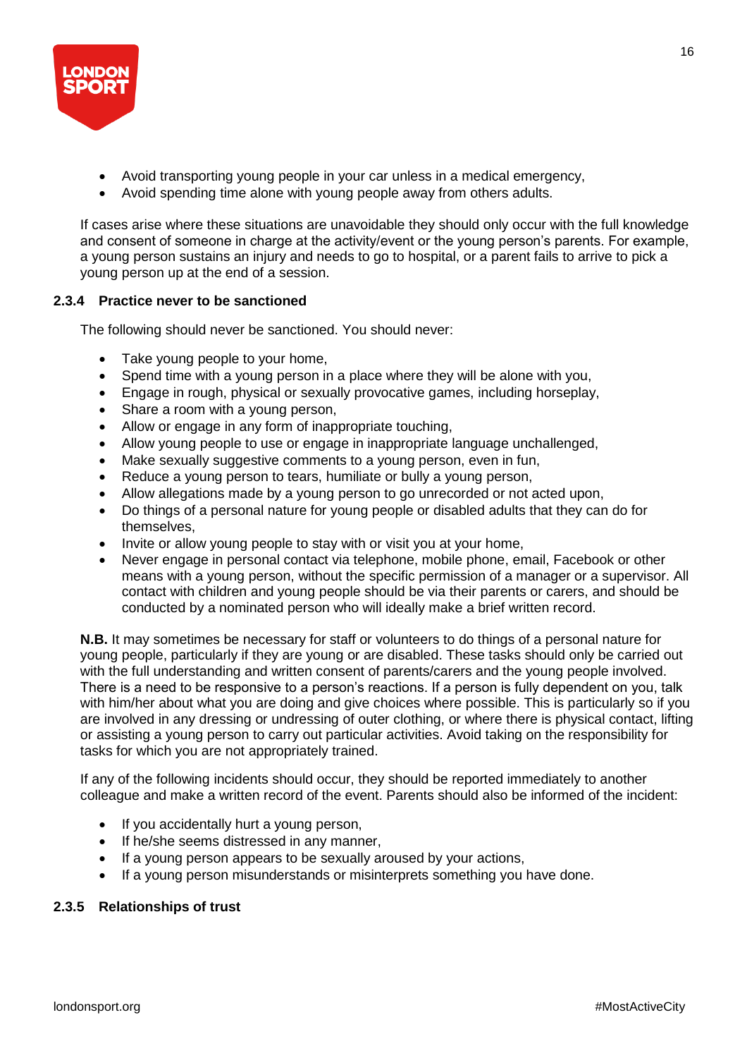- Avoid transporting young people in your car unless in a medical emergency,
- Avoid spending time alone with young people away from others adults.

If cases arise where these situations are unavoidable they should only occur with the full knowledge and consent of someone in charge at the activity/event or the young person's parents. For example, a young person sustains an injury and needs to go to hospital, or a parent fails to arrive to pick a young person up at the end of a session.

### 2.3.4 Practice never to be sanctioned

The following should never be sanctioned. You should never:

- Take young people to your home,
- Spend time with a young person in a place where they will be alone with you,
- Engage in rough, physical or sexually provocative games, including horseplay,
- Share a room with a young person,
- Allow or engage in any form of inappropriate touching,
- Allow young people to use or engage in inappropriate language unchallenged,
- Make sexually suggestive comments to a young person, even in fun,
- Reduce a young person to tears, humiliate or bully a young person,
- Allow allegations made by a young person to go unrecorded or not acted upon,
- Do things of a personal nature for young people or disabled adults that they can do for themselves,
- Invite or allow young people to stay with or visit you at your home,
- Never engage in personal contact via telephone, mobile phone, email, Facebook or other means with a young person, without the specific permission of a manager or a supervisor. All contact with children and young people should be via their parents or carers, and should be conducted by a nominated person who will ideally make a brief written record.

**N.B.** It may sometimes be necessary for staff or volunteers to do things of a personal nature for young people, particularly if they are young or are disabled. These tasks should only be carried out with the full understanding and written consent of parents/carers and the young people involved. There is a need to be responsive to a person's reactions. If a person is fully dependent on you, talk with him/her about what you are doing and give choices where possible. This is particularly so if you are involved in any dressing or undressing of outer clothing, or where there is physical contact, lifting or assisting a young person to carry out particular activities. Avoid taking on the responsibility for tasks for which you are not appropriately trained.

If any of the following incidents should occur, they should be reported immediately to another colleague and make a written record of the event. Parents should also be informed of the incident:

- If you accidentally hurt a young person,
- If he/she seems distressed in any manner,
- If a young person appears to be sexually aroused by your actions,
- If a young person misunderstands or misinterprets something you have done.

### 2.3.5 Relationships of trust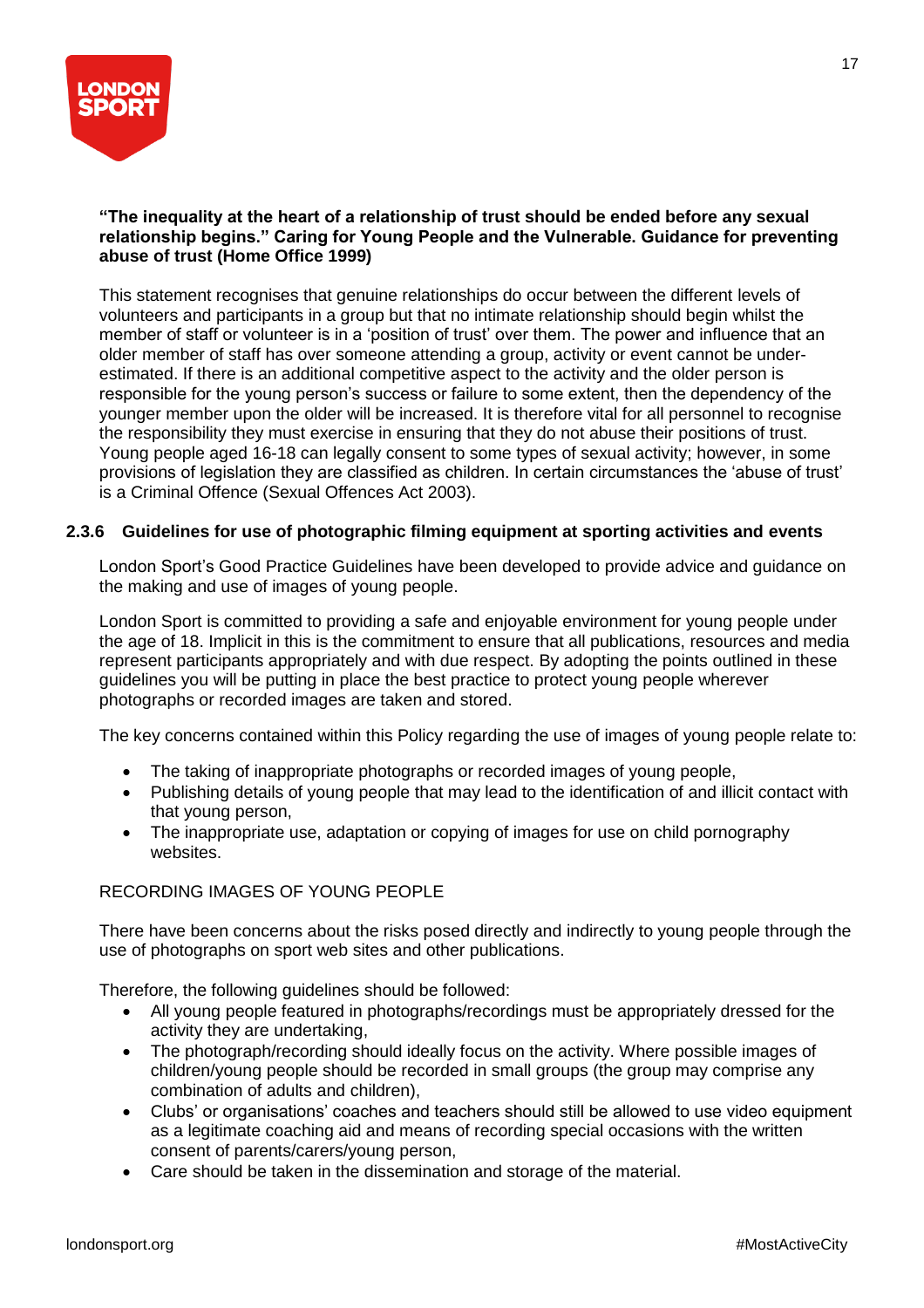**"The inequality at the heart of a relationship of trust should be ended before any sexual relationship begins." Caring for Young People and the Vulnerable. Guidance for preventing abuse of trust (Home Office 1999)**

This statement recognises that genuine relationships do occur between the different levels of volunteers and participants in a group but that no intimate relationship should begin whilst the member of staff or volunteer is in a 'position of trust' over them. The power and influence that an older member of staff has over someone attending a group, activity or event cannot be under-estimated. If there is an additional competitive aspect to the activity and the older person is responsible for the young person's success or failure to some extent, then the dependency of the younger member upon the older will be increased. It is therefore vital for all personnel to recognise the responsibility they must exercise in ensuring that they do not abuse their positions of trust. Young people aged 16-18 can legally consent to some types of sexual activity; however, in some provisions of legislation they are classified as children. In certain circumstances the 'abuse of trust' is a Criminal Offence (Sexual Offences Act 2003).

### 2.3.6 Guidelines for use of photographic filming equipment at sporting activities and events

London Sport's Good Practice Guidelines have been developed to provide advice and guidance on the making and use of images of young people.

London Sport is committed to providing a safe and enjoyable environment for young people under the age of 18. Implicit in this is the commitment to ensure that all publications, resources and media represent participants appropriately and with due respect. By adopting the points outlined in these guidelines you will be putting in place the best practice to protect young people wherever photographs or recorded images are taken and stored.

The key concerns contained within this Policy regarding the use of images of young people relate to:

- The taking of inappropriate photographs or recorded images of young people,
- Publishing details of young people that may lead to the identification of and illicit contact with that young person,
- The inappropriate use, adaptation or copying of images for use on child pornography websites.

RECORDING IMAGES OF YOUNG PEOPLE

There have been concerns about the risks posed directly and indirectly to young people through the use of photographs on sport web sites and other publications.

Therefore, the following guidelines should be followed:

- All young people featured in photographs/recordings must be appropriately dressed for the activity they are undertaking,
- The photograph/recording should ideally focus on the activity. Where possible images of children/young people should be recorded in small groups (the group may comprise any combination of adults and children),
- Clubs' or organisations' coaches and teachers should still be allowed to use video equipment as a legitimate coaching aid and means of recording special occasions with the written consent of parents/carers/young person,
- Care should be taken in the dissemination and storage of the material.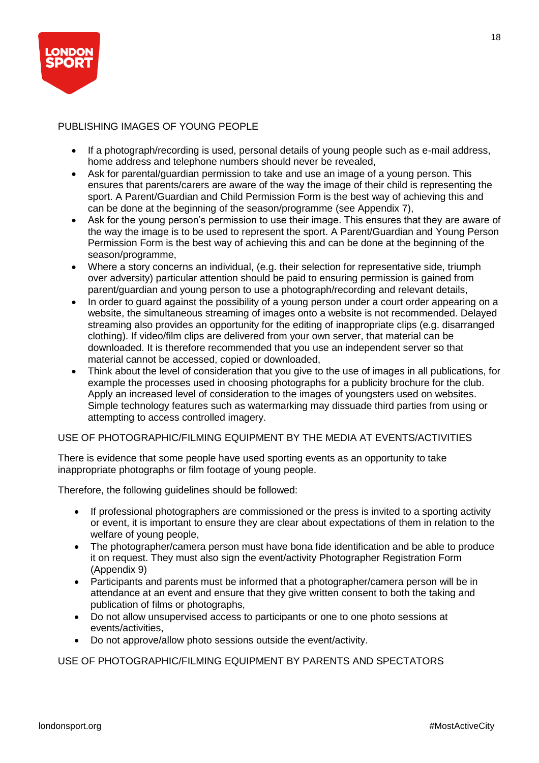## PUBLISHING IMAGES OF YOUNG PEOPLE

- If a photograph/recording is used, personal details of young people such as e-mail address, home address and telephone numbers should never be revealed,
- Ask for parental/guardian permission to take and use an image of a young person. This ensures that parents/carers are aware of the way the image of their child is representing the sport. A Parent/Guardian and Child Permission Form is the best way of achieving this and can be done at the beginning of the season/programme (see Appendix 7),
- Ask for the young person's permission to use their image. This ensures that they are aware of the way the image is to be used to represent the sport. A Parent/Guardian and Young Person Permission Form is the best way of achieving this and can be done at the beginning of the season/programme,
- Where a story concerns an individual, (e.g. their selection for representative side, triumph over adversity) particular attention should be paid to ensuring permission is gained from parent/guardian and young person to use a photograph/recording and relevant details,
- In order to guard against the possibility of a young person under a court order appearing on a website, the simultaneous streaming of images onto a website is not recommended. Delayed streaming also provides an opportunity for the editing of inappropriate clips (e.g. disarranged clothing). If video/film clips are delivered from your own server, that material can be downloaded. It is therefore recommended that you use an independent server so that material cannot be accessed, copied or downloaded,
- Think about the level of consideration that you give to the use of images in all publications, for example the processes used in choosing photographs for a publicity brochure for the club. Apply an increased level of consideration to the images of youngsters used on websites. Simple technology features such as watermarking may dissuade third parties from using or attempting to access controlled imagery.

## USE OF PHOTOGRAPHIC/FILMING EQUIPMENT BY THE MEDIA AT EVENTS/ACTIVITIES

There is evidence that some people have used sporting events as an opportunity to take inappropriate photographs or film footage of young people.

Therefore, the following guidelines should be followed:

- If professional photographers are commissioned or the press is invited to a sporting activity or event, it is important to ensure they are clear about expectations of them in relation to the welfare of young people,
- The photographer/camera person must have bona fide identification and be able to produce it on request. They must also sign the event/activity Photographer Registration Form (Appendix 9)
- Participants and parents must be informed that a photographer/camera person will be in attendance at an event and ensure that they give written consent to both the taking and publication of films or photographs,
- Do not allow unsupervised access to participants or one to one photo sessions at events/activities,
- Do not approve/allow photo sessions outside the event/activity.

## USE OF PHOTOGRAPHIC/FILMING EQUIPMENT BY PARENTS AND SPECTATORS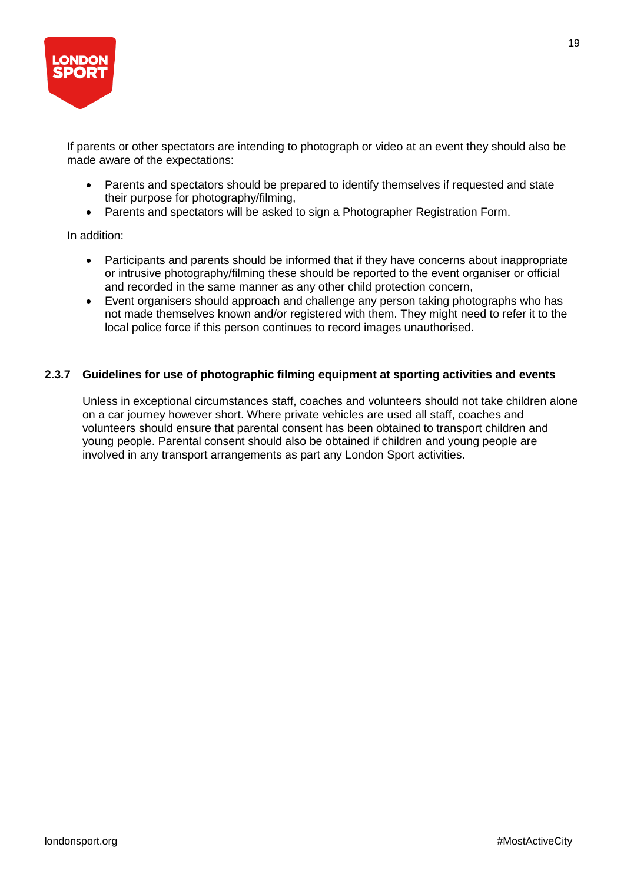If parents or other spectators are intending to photograph or video at an event they should also be made aware of the expectations:

- Parents and spectators should be prepared to identify themselves if requested and state their purpose for photography/filming,
- Parents and spectators will be asked to sign a Photographer Registration Form.

In addition:

- Participants and parents should be informed that if they have concerns about inappropriate or intrusive photography/filming these should be reported to the event organiser or official and recorded in the same manner as any other child protection concern,
- Event organisers should approach and challenge any person taking photographs who has not made themselves known and/or registered with them. They might need to refer it to the local police force if this person continues to record images unauthorised.

### 2.3.7 Guidelines for use of photographic filming equipment at sporting activities and events

Unless in exceptional circumstances staff, coaches and volunteers should not take children alone on a car journey however short. Where private vehicles are used all staff, coaches and volunteers should ensure that parental consent has been obtained to transport children and young people. Parental consent should also be obtained if children and young people are involved in any transport arrangements as part any London Sport activities.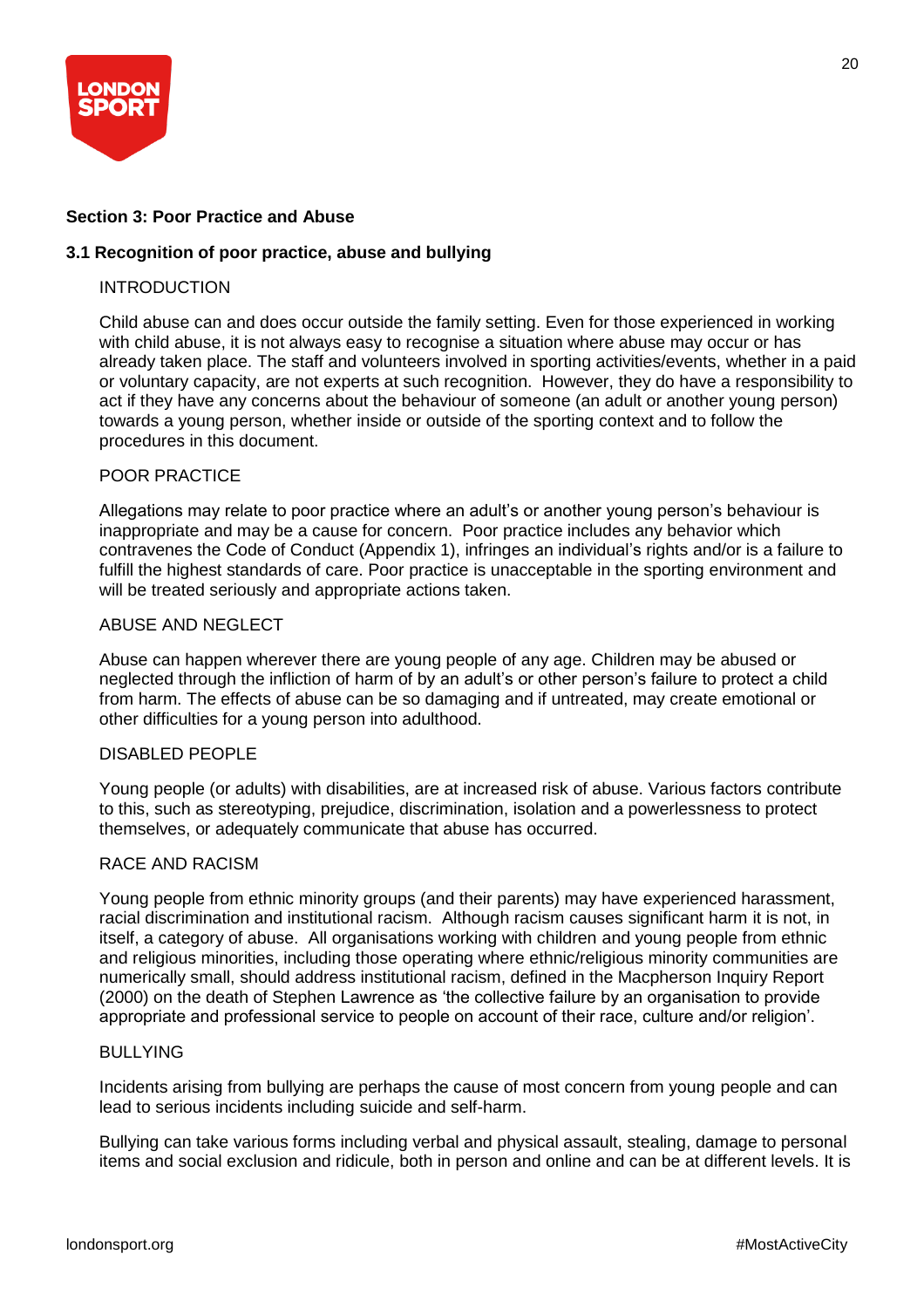## Section 3: Poor Practice and Abuse

### 3.1 Recognition of poor practice, abuse and bullying

INTRODUCTION

Child abuse can and does occur outside the family setting. Even for those experienced in working with child abuse, it is not always easy to recognise a situation where abuse may occur or has already taken place. The staff and volunteers involved in sporting activities/events, whether in a paid or voluntary capacity, are not experts at such recognition. However, they do have a responsibility to act if they have any concerns about the behaviour of someone (an adult or another young person) towards a young person, whether inside or outside of the sporting context and to follow the procedures in this document.

POOR PRACTICE

Allegations may relate to poor practice where an adult's or another young person's behaviour is inappropriate and may be a cause for concern. Poor practice includes any behavior which contravenes the Code of Conduct (Appendix 1), infringes an individual's rights and/or is a failure to fulfill the highest standards of care. Poor practice is unacceptable in the sporting environment and will be treated seriously and appropriate actions taken.

ABUSE AND NEGLECT

Abuse can happen wherever there are young people of any age. Children may be abused or neglected through the infliction of harm of by an adult's or other person's failure to protect a child from harm. The effects of abuse can be so damaging and if untreated, may create emotional or other difficulties for a young person into adulthood.

DISABLED PEOPLE

Young people (or adults) with disabilities, are at increased risk of abuse. Various factors contribute to this, such as stereotyping, prejudice, discrimination, isolation and a powerlessness to protect themselves, or adequately communicate that abuse has occurred.

RACE AND RACISM

Young people from ethnic minority groups (and their parents) may have experienced harassment, racial discrimination and institutional racism. Although racism causes significant harm it is not, in itself, a category of abuse. All organisations working with children and young people from ethnic and religious minorities, including those operating where ethnic/religious minority communities are numerically small, should address institutional racism, defined in the Macpherson Inquiry Report (2000) on the death of Stephen Lawrence as 'the collective failure by an organisation to provide appropriate and professional service to people on account of their race, culture and/or religion'.

BULLYING

Incidents arising from bullying are perhaps the cause of most concern from young people and can lead to serious incidents including suicide and self-harm.

Bullying can take various forms including verbal and physical assault, stealing, damage to personal items and social exclusion and ridicule, both in person and online and can be at different levels. It is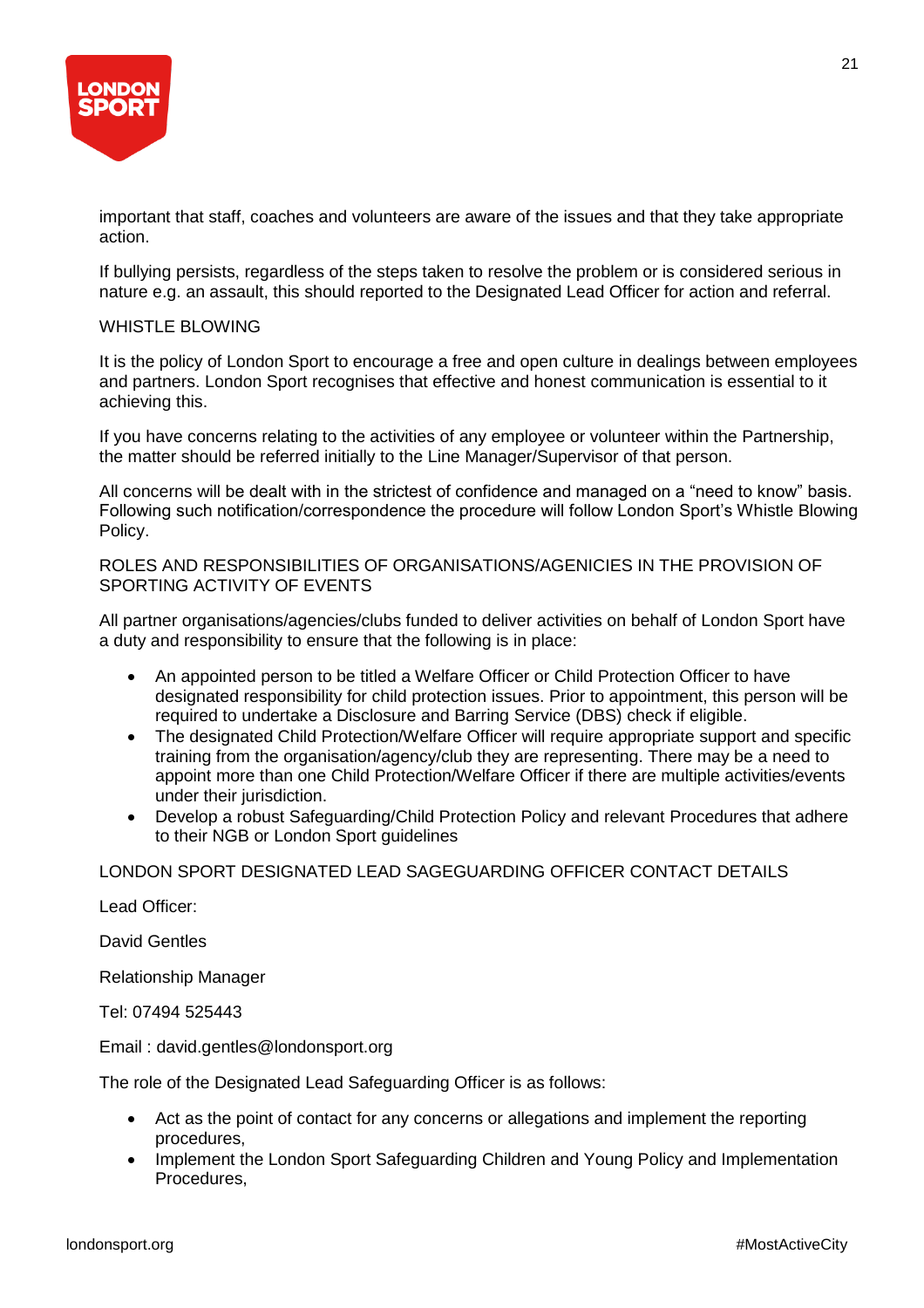important that staff, coaches and volunteers are aware of the issues and that they take appropriate action.

If bullying persists, regardless of the steps taken to resolve the problem or is considered serious in nature e.g. an assault, this should reported to the Designated Lead Officer for action and referral.

WHISTLE BLOWING

It is the policy of London Sport to encourage a free and open culture in dealings between employees and partners. London Sport recognises that effective and honest communication is essential to it achieving this.

If you have concerns relating to the activities of any employee or volunteer within the Partnership, the matter should be referred initially to the Line Manager/Supervisor of that person.

All concerns will be dealt with in the strictest of confidence and managed on a "need to know" basis. Following such notification/correspondence the procedure will follow London Sport's Whistle Blowing Policy.

ROLES AND RESPONSIBILITIES OF ORGANISATIONS/AGENICIES IN THE PROVISION OF SPORTING ACTIVITY OF EVENTS

All partner organisations/agencies/clubs funded to deliver activities on behalf of London Sport have a duty and responsibility to ensure that the following is in place:

- An appointed person to be titled a Welfare Officer or Child Protection Officer to have designated responsibility for child protection issues. Prior to appointment, this person will be required to undertake a Disclosure and Barring Service (DBS) check if eligible.
- The designated Child Protection/Welfare Officer will require appropriate support and specific training from the organisation/agency/club they are representing. There may be a need to appoint more than one Child Protection/Welfare Officer if there are multiple activities/events under their jurisdiction.
- Develop a robust Safeguarding/Child Protection Policy and relevant Procedures that adhere to their NGB or London Sport guidelines

LONDON SPORT DESIGNATED LEAD SAGEGUARDING OFFICER CONTACT DETAILS

Lead Officer:

David Gentles

Relationship Manager

Tel: 07494 525443

Email : david.gentles@londonsport.org

The role of the Designated Lead Safeguarding Officer is as follows:

- Act as the point of contact for any concerns or allegations and implement the reporting procedures,
- Implement the London Sport Safeguarding Children and Young Policy and Implementation Procedures,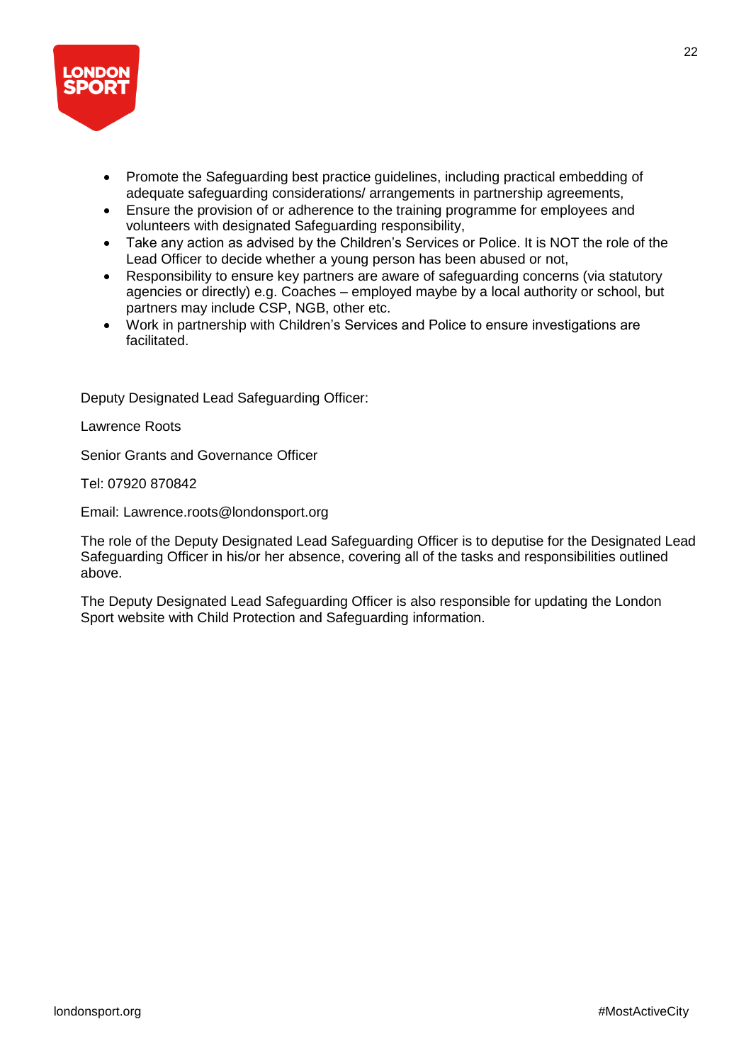- Promote the Safeguarding best practice guidelines, including practical embedding of adequate safeguarding considerations/ arrangements in partnership agreements,
- Ensure the provision of or adherence to the training programme for employees and volunteers with designated Safeguarding responsibility,
- Take any action as advised by the Children's Services or Police. It is NOT the role of the Lead Officer to decide whether a young person has been abused or not,
- Responsibility to ensure key partners are aware of safeguarding concerns (via statutory agencies or directly) e.g. Coaches – employed maybe by a local authority or school, but partners may include CSP, NGB, other etc.
- Work in partnership with Children's Services and Police to ensure investigations are facilitated.

Deputy Designated Lead Safeguarding Officer:

Lawrence Roots

Senior Grants and Governance Officer

Tel: 07920 870842

Email: Lawrence.roots@londonsport.org

The role of the Deputy Designated Lead Safeguarding Officer is to deputise for the Designated Lead Safeguarding Officer in his/or her absence, covering all of the tasks and responsibilities outlined above.

The Deputy Designated Lead Safeguarding Officer is also responsible for updating the London Sport website with Child Protection and Safeguarding information.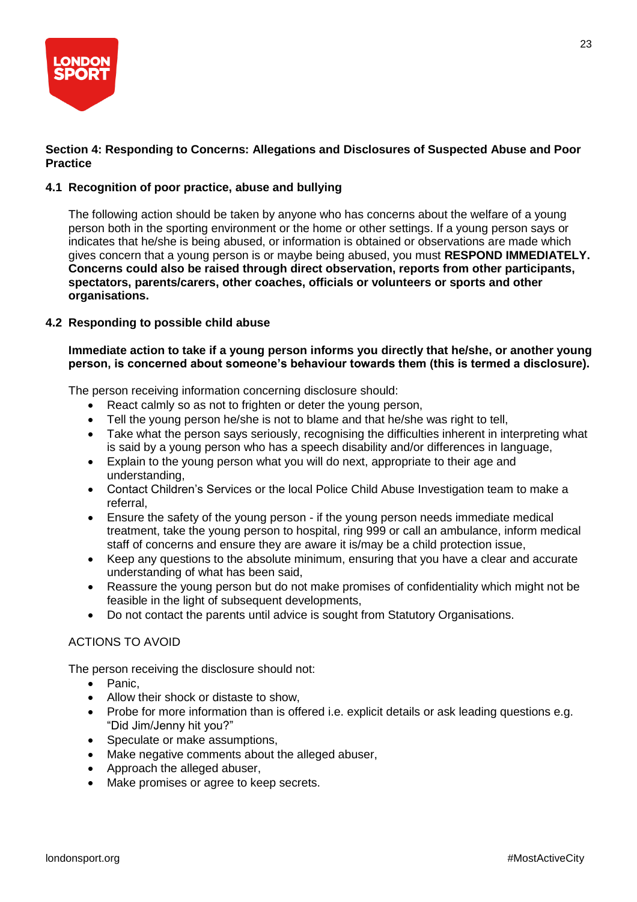**Section 4: Responding to Concerns: Allegations and Disclosures of Suspected Abuse and Poor Practice**

**4.1 Recognition of poor practice, abuse and bullying**

The following action should be taken by anyone who has concerns about the welfare of a young person both in the sporting environment or the home or other settings. If a young person says or indicates that he/she is being abused, or information is obtained or observations are made which gives concern that a young person is or maybe being abused, you must **RESPOND IMMEDIATELY. Concerns could also be raised through direct observation, reports from other participants, spectators, parents/carers, other coaches, officials or volunteers or sports and other organisations.**

**4.2 Responding to possible child abuse**

**Immediate action to take if a young person informs you directly that he/she, or another young person, is concerned about someone's behaviour towards them (this is termed a disclosure).**

The person receiving information concerning disclosure should:

- React calmly so as not to frighten or deter the young person,
- Tell the young person he/she is not to blame and that he/she was right to tell,
- Take what the person says seriously, recognising the difficulties inherent in interpreting what is said by a young person who has a speech disability and/or differences in language,
- Explain to the young person what you will do next, appropriate to their age and understanding,
- Contact Children's Services or the local Police Child Abuse Investigation team to make a referral,
- Ensure the safety of the young person - if the young person needs immediate medical treatment, take the young person to hospital, ring 999 or call an ambulance, inform medical staff of concerns and ensure they are aware it is/may be a child protection issue,
- Keep any questions to the absolute minimum, ensuring that you have a clear and accurate understanding of what has been said,
- Reassure the young person but do not make promises of confidentiality which might not be feasible in the light of subsequent developments,
- Do not contact the parents until advice is sought from Statutory Organisations.

ACTIONS TO AVOID

The person receiving the disclosure should not:

- Panic,
- Allow their shock or distaste to show,
- Probe for more information than is offered i.e. explicit details or ask leading questions e.g. "Did Jim/Jenny hit you?"
- Speculate or make assumptions,
- Make negative comments about the alleged abuser,
- Approach the alleged abuser,
- Make promises or agree to keep secrets.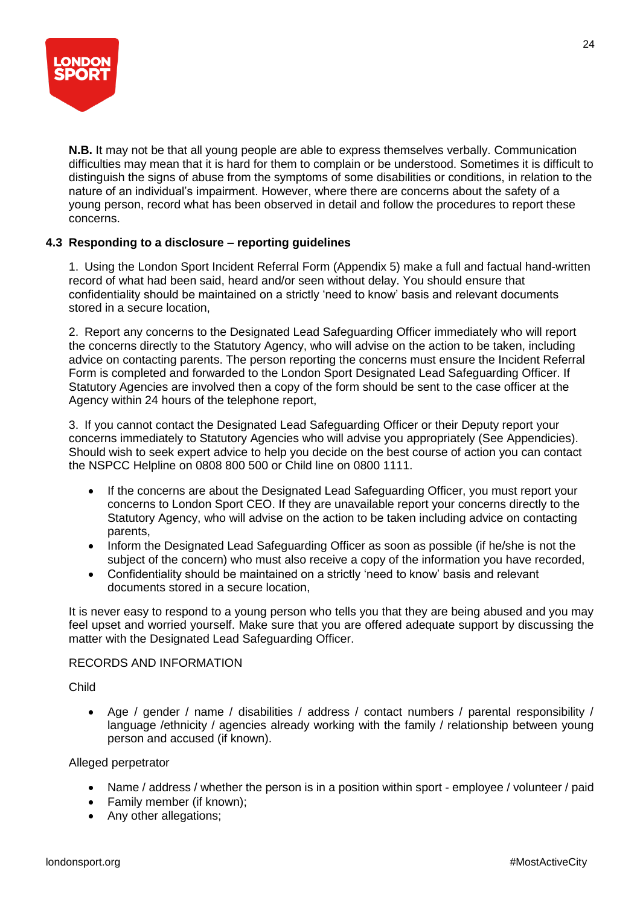**N.B.** It may not be that all young people are able to express themselves verbally. Communication difficulties may mean that it is hard for them to complain or be understood. Sometimes it is difficult to distinguish the signs of abuse from the symptoms of some disabilities or conditions, in relation to the nature of an individual's impairment. However, where there are concerns about the safety of a young person, record what has been observed in detail and follow the procedures to report these concerns.

### 4.3 Responding to a disclosure – reporting guidelines

1. Using the London Sport Incident Referral Form (Appendix 5) make a full and factual hand-written record of what had been said, heard and/or seen without delay. You should ensure that confidentiality should be maintained on a strictly 'need to know' basis and relevant documents stored in a secure location,

2. Report any concerns to the Designated Lead Safeguarding Officer immediately who will report the concerns directly to the Statutory Agency, who will advise on the action to be taken, including advice on contacting parents. The person reporting the concerns must ensure the Incident Referral Form is completed and forwarded to the London Sport Designated Lead Safeguarding Officer. If Statutory Agencies are involved then a copy of the form should be sent to the case officer at the Agency within 24 hours of the telephone report,

3. If you cannot contact the Designated Lead Safeguarding Officer or their Deputy report your concerns immediately to Statutory Agencies who will advise you appropriately (See Appendicies). Should wish to seek expert advice to help you decide on the best course of action you can contact the NSPCC Helpline on 0808 800 500 or Child line on 0800 1111.

- If the concerns are about the Designated Lead Safeguarding Officer, you must report your concerns to London Sport CEO. If they are unavailable report your concerns directly to the Statutory Agency, who will advise on the action to be taken including advice on contacting parents,
- Inform the Designated Lead Safeguarding Officer as soon as possible (if he/she is not the subject of the concern) who must also receive a copy of the information you have recorded,
- Confidentiality should be maintained on a strictly 'need to know' basis and relevant documents stored in a secure location,

It is never easy to respond to a young person who tells you that they are being abused and you may feel upset and worried yourself. Make sure that you are offered adequate support by discussing the matter with the Designated Lead Safeguarding Officer.

RECORDS AND INFORMATION

Child

- Age / gender / name / disabilities / address / contact numbers / parental responsibility / language /ethnicity / agencies already working with the family / relationship between young person and accused (if known).

Alleged perpetrator

- Name / address / whether the person is in a position within sport - employee / volunteer / paid
- Family member (if known);
- Any other allegations;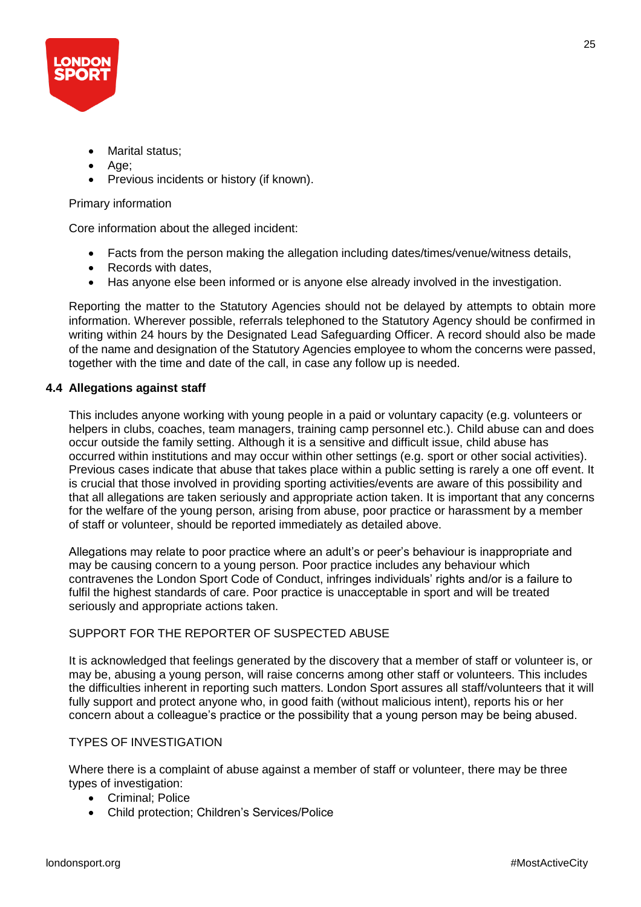- Marital status;
- Age;
- Previous incidents or history (if known).

Primary information

Core information about the alleged incident:

- Facts from the person making the allegation including dates/times/venue/witness details,
- Records with dates,
- Has anyone else been informed or is anyone else already involved in the investigation.

Reporting the matter to the Statutory Agencies should not be delayed by attempts to obtain more information. Wherever possible, referrals telephoned to the Statutory Agency should be confirmed in writing within 24 hours by the Designated Lead Safeguarding Officer. A record should also be made of the name and designation of the Statutory Agencies employee to whom the concerns were passed, together with the time and date of the call, in case any follow up is needed.

### 4.4 Allegations against staff

This includes anyone working with young people in a paid or voluntary capacity (e.g. volunteers or helpers in clubs, coaches, team managers, training camp personnel etc.). Child abuse can and does occur outside the family setting. Although it is a sensitive and difficult issue, child abuse has occurred within institutions and may occur within other settings (e.g. sport or other social activities). Previous cases indicate that abuse that takes place within a public setting is rarely a one off event. It is crucial that those involved in providing sporting activities/events are aware of this possibility and that all allegations are taken seriously and appropriate action taken. It is important that any concerns for the welfare of the young person, arising from abuse, poor practice or harassment by a member of staff or volunteer, should be reported immediately as detailed above.

Allegations may relate to poor practice where an adult's or peer's behaviour is inappropriate and may be causing concern to a young person. Poor practice includes any behaviour which contravenes the London Sport Code of Conduct, infringes individuals' rights and/or is a failure to fulfil the highest standards of care. Poor practice is unacceptable in sport and will be treated seriously and appropriate actions taken.

SUPPORT FOR THE REPORTER OF SUSPECTED ABUSE

It is acknowledged that feelings generated by the discovery that a member of staff or volunteer is, or may be, abusing a young person, will raise concerns among other staff or volunteers. This includes the difficulties inherent in reporting such matters. London Sport assures all staff/volunteers that it will fully support and protect anyone who, in good faith (without malicious intent), reports his or her concern about a colleague's practice or the possibility that a young person may be being abused.

TYPES OF INVESTIGATION

Where there is a complaint of abuse against a member of staff or volunteer, there may be three types of investigation:

- Criminal; Police
- Child protection; Children's Services/Police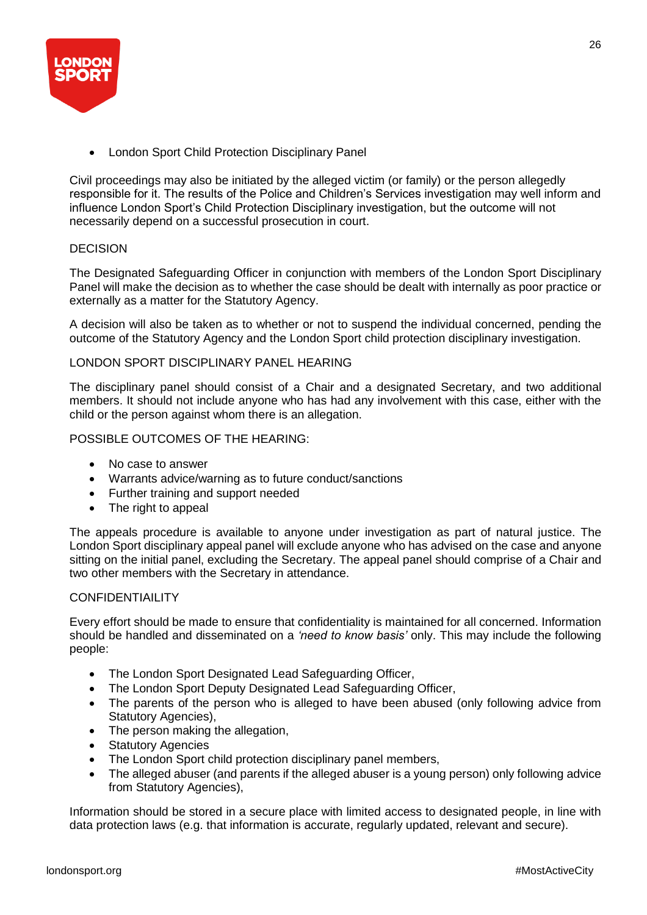- London Sport Child Protection Disciplinary Panel

Civil proceedings may also be initiated by the alleged victim (or family) or the person allegedly responsible for it. The results of the Police and Children's Services investigation may well inform and influence London Sport's Child Protection Disciplinary investigation, but the outcome will not necessarily depend on a successful prosecution in court.

DECISION

The Designated Safeguarding Officer in conjunction with members of the London Sport Disciplinary Panel will make the decision as to whether the case should be dealt with internally as poor practice or externally as a matter for the Statutory Agency.

A decision will also be taken as to whether or not to suspend the individual concerned, pending the outcome of the Statutory Agency and the London Sport child protection disciplinary investigation.

LONDON SPORT DISCIPLINARY PANEL HEARING

The disciplinary panel should consist of a Chair and a designated Secretary, and two additional members. It should not include anyone who has had any involvement with this case, either with the child or the person against whom there is an allegation.

POSSIBLE OUTCOMES OF THE HEARING:

- No case to answer
- Warrants advice/warning as to future conduct/sanctions
- Further training and support needed
- The right to appeal

The appeals procedure is available to anyone under investigation as part of natural justice. The London Sport disciplinary appeal panel will exclude anyone who has advised on the case and anyone sitting on the initial panel, excluding the Secretary. The appeal panel should comprise of a Chair and two other members with the Secretary in attendance.

CONFIDENTIAILITY

Every effort should be made to ensure that confidentiality is maintained for all concerned. Information should be handled and disseminated on a *'need to know basis'* only. This may include the following people:

- The London Sport Designated Lead Safeguarding Officer,
- The London Sport Deputy Designated Lead Safeguarding Officer,
- The parents of the person who is alleged to have been abused (only following advice from Statutory Agencies),
- The person making the allegation,
- Statutory Agencies
- The London Sport child protection disciplinary panel members,
- The alleged abuser (and parents if the alleged abuser is a young person) only following advice from Statutory Agencies),

Information should be stored in a secure place with limited access to designated people, in line with data protection laws (e.g. that information is accurate, regularly updated, relevant and secure).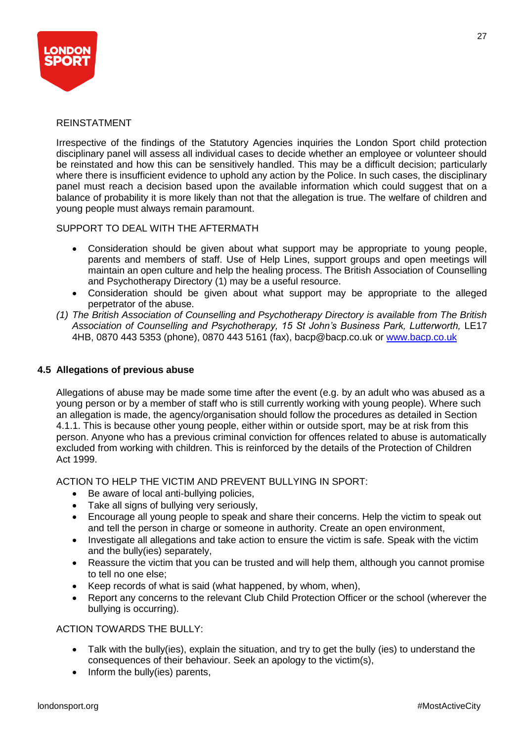REINSTATMENT

Irrespective of the findings of the Statutory Agencies inquiries the London Sport child protection disciplinary panel will assess all individual cases to decide whether an employee or volunteer should be reinstated and how this can be sensitively handled. This may be a difficult decision; particularly where there is insufficient evidence to uphold any action by the Police. In such cases, the disciplinary panel must reach a decision based upon the available information which could suggest that on a balance of probability it is more likely than not that the allegation is true. The welfare of children and young people must always remain paramount.

SUPPORT TO DEAL WITH THE AFTERMATH

- Consideration should be given about what support may be appropriate to young people, parents and members of staff. Use of Help Lines, support groups and open meetings will maintain an open culture and help the healing process. The British Association of Counselling and Psychotherapy Directory (1) may be a useful resource.
- Consideration should be given about what support may be appropriate to the alleged perpetrator of the abuse.

*(1) The British Association of Counselling and Psychotherapy Directory is available from The British Association of Counselling and Psychotherapy, 15 St John's Business Park, Lutterworth,* LE17 4HB, 0870 443 5353 (phone), 0870 443 5161 (fax), bacp@bacp.co.uk or [www.bacp.co.uk](www.bacp.co.uk)

### 4.5 Allegations of previous abuse

Allegations of abuse may be made some time after the event (e.g. by an adult who was abused as a young person or by a member of staff who is still currently working with young people). Where such an allegation is made, the agency/organisation should follow the procedures as detailed in Section 4.1.1. This is because other young people, either within or outside sport, may be at risk from this person. Anyone who has a previous criminal conviction for offences related to abuse is automatically excluded from working with children. This is reinforced by the details of the Protection of Children Act 1999.

ACTION TO HELP THE VICTIM AND PREVENT BULLYING IN SPORT:

- Be aware of local anti-bullying policies,
- Take all signs of bullying very seriously,
- Encourage all young people to speak and share their concerns. Help the victim to speak out and tell the person in charge or someone in authority. Create an open environment,
- Investigate all allegations and take action to ensure the victim is safe. Speak with the victim and the bully(ies) separately,
- Reassure the victim that you can be trusted and will help them, although you cannot promise to tell no one else;
- Keep records of what is said (what happened, by whom, when),
- Report any concerns to the relevant Club Child Protection Officer or the school (wherever the bullying is occurring).

ACTION TOWARDS THE BULLY:

- Talk with the bully(ies), explain the situation, and try to get the bully (ies) to understand the consequences of their behaviour. Seek an apology to the victim(s),
- Inform the bully(ies) parents,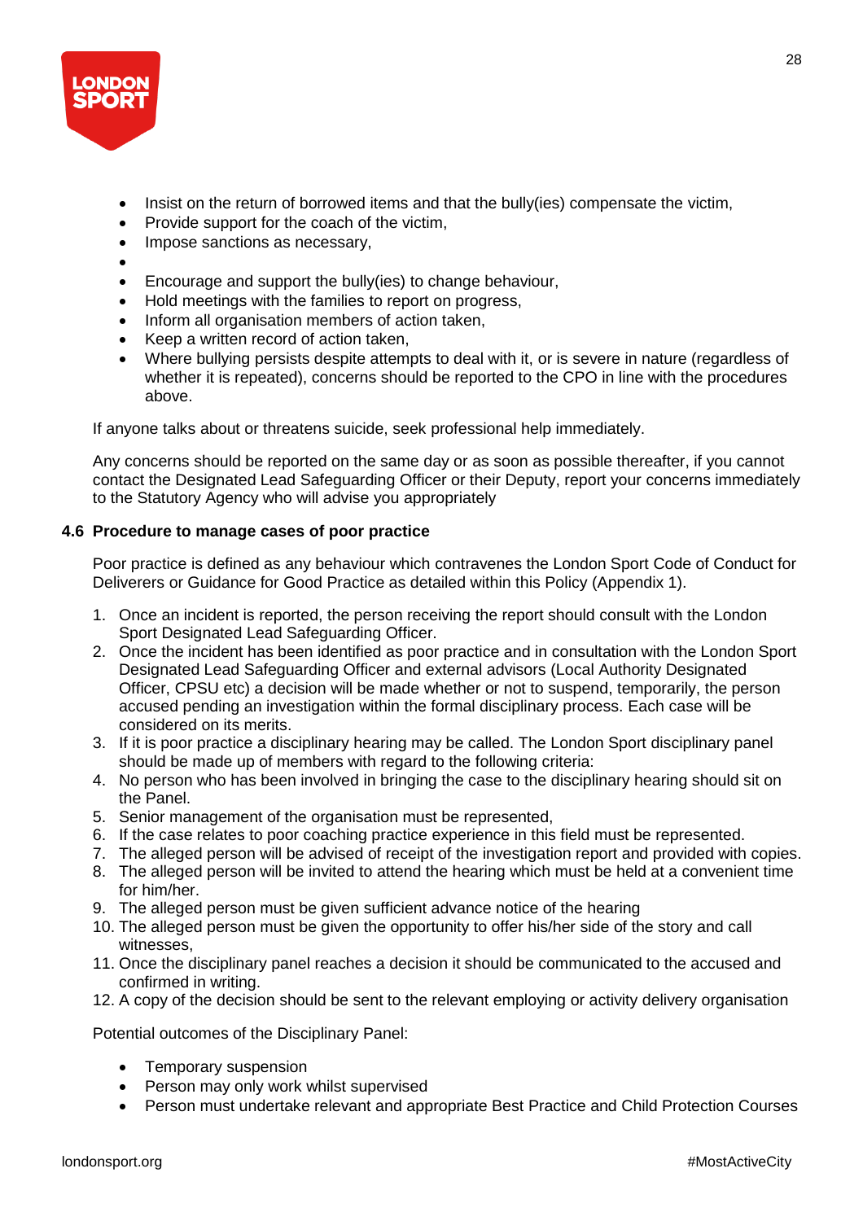- Insist on the return of borrowed items and that the bully(ies) compensate the victim,
- Provide support for the coach of the victim,
- Impose sanctions as necessary,
- 
- Encourage and support the bully(ies) to change behaviour,
- Hold meetings with the families to report on progress,
- Inform all organisation members of action taken,
- Keep a written record of action taken,
- Where bullying persists despite attempts to deal with it, or is severe in nature (regardless of whether it is repeated), concerns should be reported to the CPO in line with the procedures above.

If anyone talks about or threatens suicide, seek professional help immediately.

Any concerns should be reported on the same day or as soon as possible thereafter, if you cannot contact the Designated Lead Safeguarding Officer or their Deputy, report your concerns immediately to the Statutory Agency who will advise you appropriately

### 4.6 Procedure to manage cases of poor practice

Poor practice is defined as any behaviour which contravenes the London Sport Code of Conduct for Deliverers or Guidance for Good Practice as detailed within this Policy (Appendix 1).

1. Once an incident is reported, the person receiving the report should consult with the London Sport Designated Lead Safeguarding Officer.
2. Once the incident has been identified as poor practice and in consultation with the London Sport Designated Lead Safeguarding Officer and external advisors (Local Authority Designated Officer, CPSU etc) a decision will be made whether or not to suspend, temporarily, the person accused pending an investigation within the formal disciplinary process. Each case will be considered on its merits.
3. If it is poor practice a disciplinary hearing may be called. The London Sport disciplinary panel should be made up of members with regard to the following criteria:
4. No person who has been involved in bringing the case to the disciplinary hearing should sit on the Panel.
5. Senior management of the organisation must be represented,
6. If the case relates to poor coaching practice experience in this field must be represented.
7. The alleged person will be advised of receipt of the investigation report and provided with copies.
8. The alleged person will be invited to attend the hearing which must be held at a convenient time for him/her.
9. The alleged person must be given sufficient advance notice of the hearing
10. The alleged person must be given the opportunity to offer his/her side of the story and call witnesses,
11. Once the disciplinary panel reaches a decision it should be communicated to the accused and confirmed in writing.
12. A copy of the decision should be sent to the relevant employing or activity delivery organisation

Potential outcomes of the Disciplinary Panel:

- Temporary suspension
- Person may only work whilst supervised
- Person must undertake relevant and appropriate Best Practice and Child Protection Courses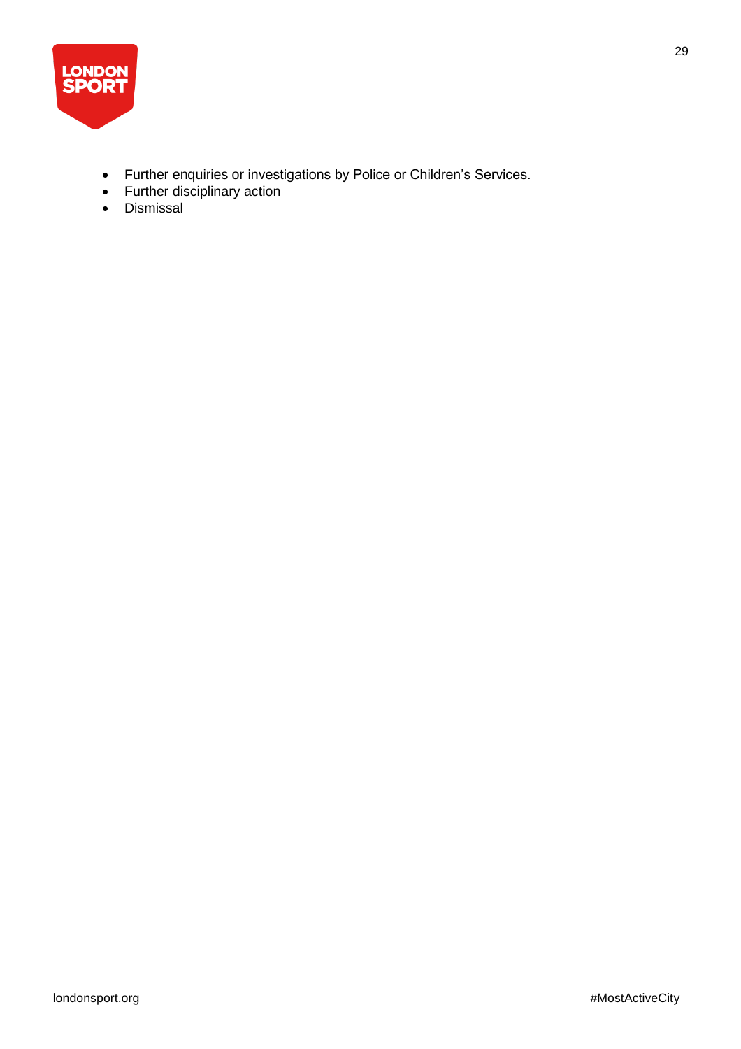- Further enquiries or investigations by Police or Children's Services.
- Further disciplinary action
- Dismissal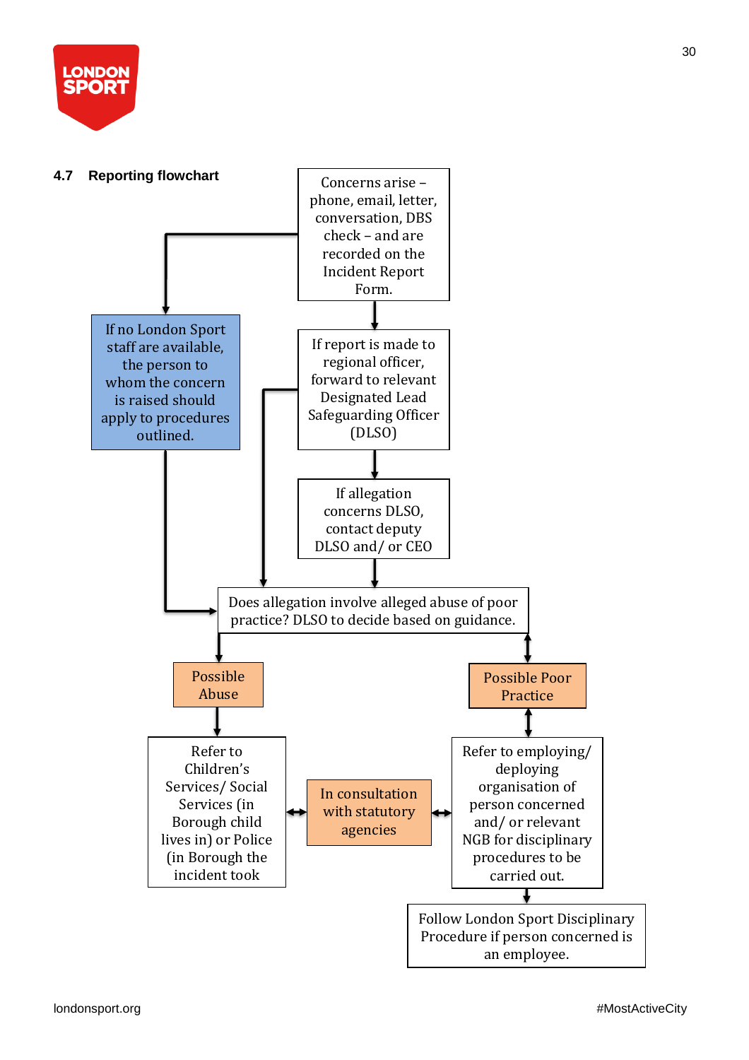### 4.7 Reporting flowchart

Concerns arise – phone, email, letter, conversation, DBS check – and are recorded on the Incident Report Form.

If no London Sport staff are available, the person to whom the concern is raised should apply to procedures outlined.

If report is made to regional officer, forward to relevant Designated Lead Safeguarding Officer (DLSO)

If allegation concerns DLSO, contact deputy DLSO and/ or CEO

Does allegation involve alleged abuse of poor practice? DLSO to decide based on guidance.

Possible Abuse

Possible Poor Practice

Refer to Children's Services/ Social Services (in Borough child lives in) or Police (in Borough the incident took

In consultation with statutory agencies

Refer to employing/ deploying organisation of person concerned and/ or relevant NGB for disciplinary procedures to be carried out.

Follow London Sport Disciplinary Procedure if person concerned is an employee.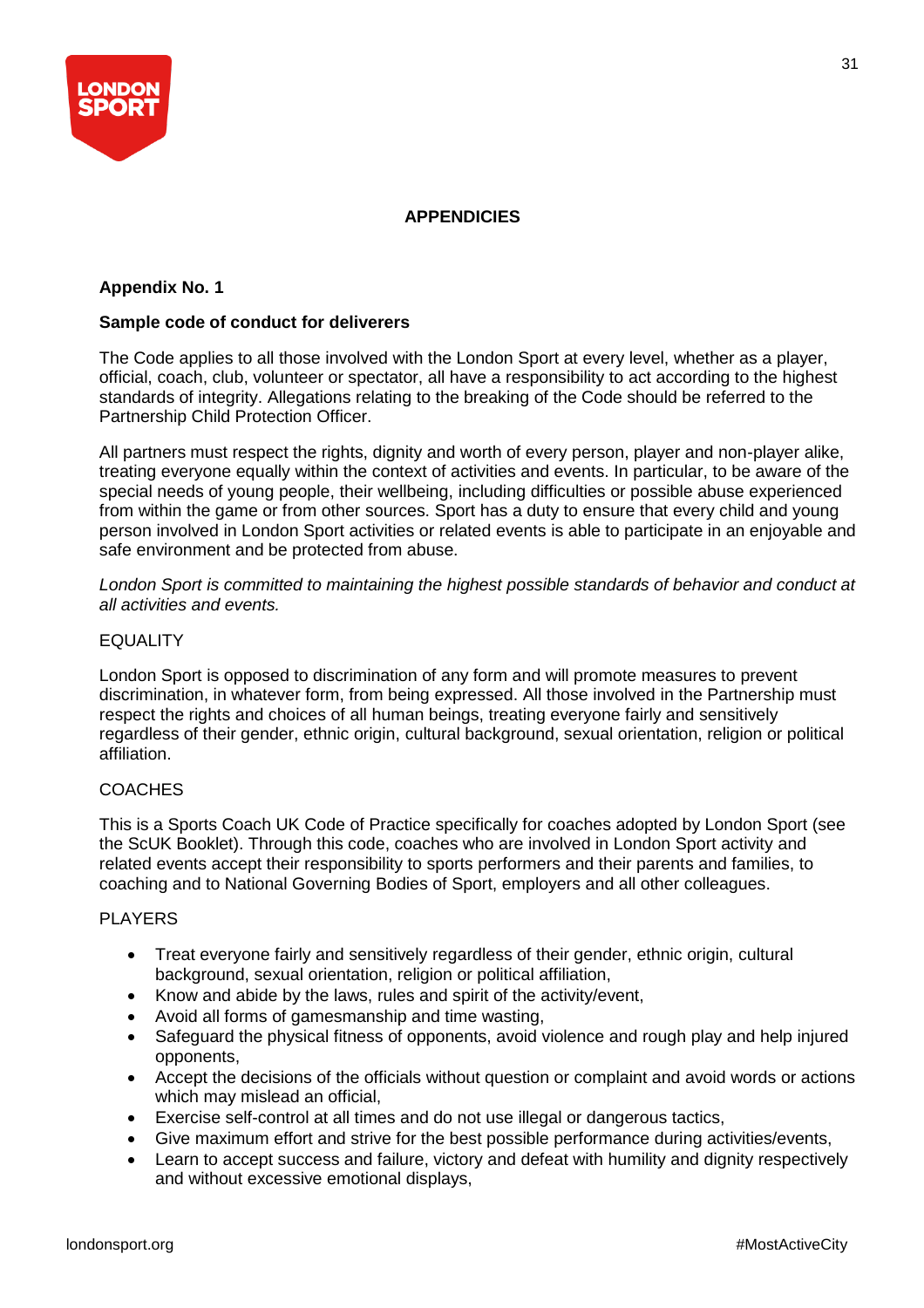## APPENDICIES

### Appendix No. 1

**Sample code of conduct for deliverers**

The Code applies to all those involved with the London Sport at every level, whether as a player, official, coach, club, volunteer or spectator, all have a responsibility to act according to the highest standards of integrity. Allegations relating to the breaking of the Code should be referred to the Partnership Child Protection Officer.

All partners must respect the rights, dignity and worth of every person, player and non-player alike, treating everyone equally within the context of activities and events. In particular, to be aware of the special needs of young people, their wellbeing, including difficulties or possible abuse experienced from within the game or from other sources. Sport has a duty to ensure that every child and young person involved in London Sport activities or related events is able to participate in an enjoyable and safe environment and be protected from abuse.

*London Sport is committed to maintaining the highest possible standards of behavior and conduct at all activities and events.*

EQUALITY

London Sport is opposed to discrimination of any form and will promote measures to prevent discrimination, in whatever form, from being expressed. All those involved in the Partnership must respect the rights and choices of all human beings, treating everyone fairly and sensitively regardless of their gender, ethnic origin, cultural background, sexual orientation, religion or political affiliation.

COACHES

This is a Sports Coach UK Code of Practice specifically for coaches adopted by London Sport (see the ScUK Booklet). Through this code, coaches who are involved in London Sport activity and related events accept their responsibility to sports performers and their parents and families, to coaching and to National Governing Bodies of Sport, employers and all other colleagues.

PLAYERS

- Treat everyone fairly and sensitively regardless of their gender, ethnic origin, cultural background, sexual orientation, religion or political affiliation,
- Know and abide by the laws, rules and spirit of the activity/event,
- Avoid all forms of gamesmanship and time wasting,
- Safeguard the physical fitness of opponents, avoid violence and rough play and help injured opponents,
- Accept the decisions of the officials without question or complaint and avoid words or actions which may mislead an official,
- Exercise self-control at all times and do not use illegal or dangerous tactics,
- Give maximum effort and strive for the best possible performance during activities/events,
- Learn to accept success and failure, victory and defeat with humility and dignity respectively and without excessive emotional displays,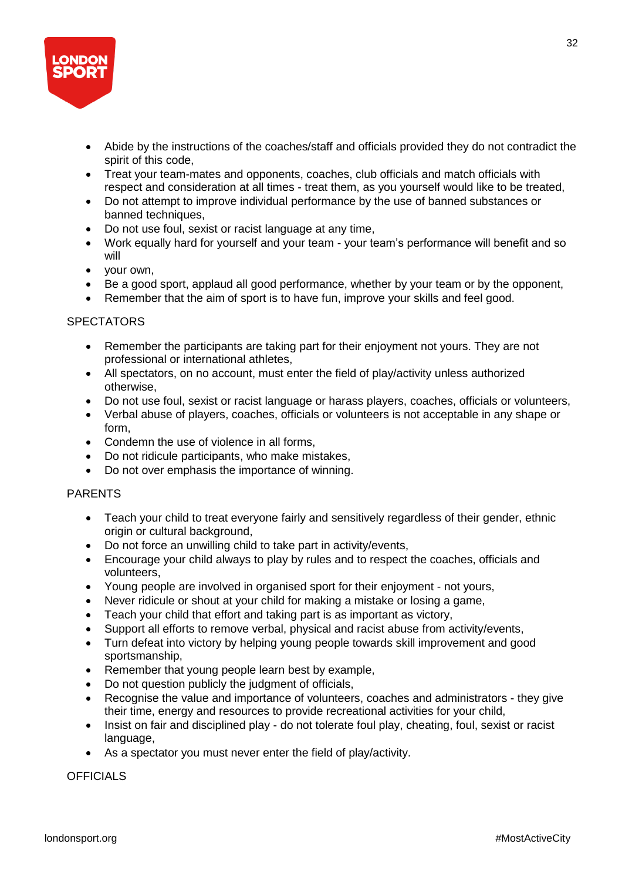- Abide by the instructions of the coaches/staff and officials provided they do not contradict the spirit of this code,
- Treat your team-mates and opponents, coaches, club officials and match officials with respect and consideration at all times - treat them, as you yourself would like to be treated,
- Do not attempt to improve individual performance by the use of banned substances or banned techniques,
- Do not use foul, sexist or racist language at any time,
- Work equally hard for yourself and your team - your team's performance will benefit and so will
- your own,
- Be a good sport, applaud all good performance, whether by your team or by the opponent,
- Remember that the aim of sport is to have fun, improve your skills and feel good.

SPECTATORS

- Remember the participants are taking part for their enjoyment not yours. They are not professional or international athletes,
- All spectators, on no account, must enter the field of play/activity unless authorized otherwise,
- Do not use foul, sexist or racist language or harass players, coaches, officials or volunteers,
- Verbal abuse of players, coaches, officials or volunteers is not acceptable in any shape or form,
- Condemn the use of violence in all forms,
- Do not ridicule participants, who make mistakes,
- Do not over emphasis the importance of winning.

PARENTS

- Teach your child to treat everyone fairly and sensitively regardless of their gender, ethnic origin or cultural background,
- Do not force an unwilling child to take part in activity/events,
- Encourage your child always to play by rules and to respect the coaches, officials and volunteers,
- Young people are involved in organised sport for their enjoyment - not yours,
- Never ridicule or shout at your child for making a mistake or losing a game,
- Teach your child that effort and taking part is as important as victory,
- Support all efforts to remove verbal, physical and racist abuse from activity/events,
- Turn defeat into victory by helping young people towards skill improvement and good sportsmanship,
- Remember that young people learn best by example,
- Do not question publicly the judgment of officials,
- Recognise the value and importance of volunteers, coaches and administrators - they give their time, energy and resources to provide recreational activities for your child,
- Insist on fair and disciplined play - do not tolerate foul play, cheating, foul, sexist or racist language,
- As a spectator you must never enter the field of play/activity.

OFFICIALS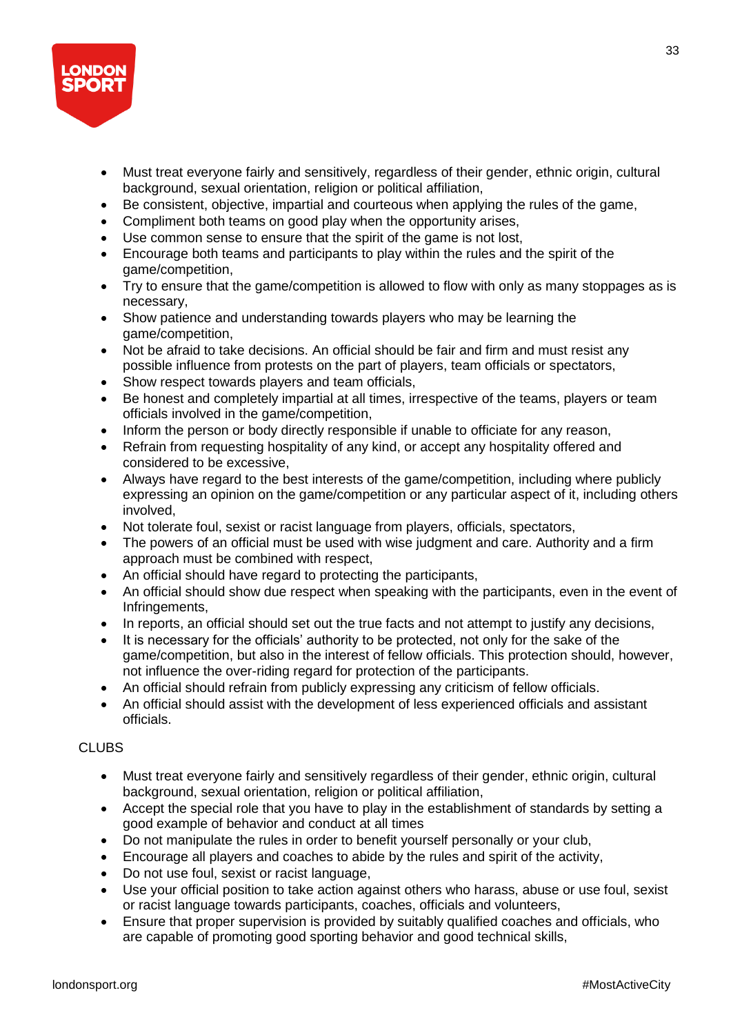- Must treat everyone fairly and sensitively, regardless of their gender, ethnic origin, cultural background, sexual orientation, religion or political affiliation,
- Be consistent, objective, impartial and courteous when applying the rules of the game,
- Compliment both teams on good play when the opportunity arises,
- Use common sense to ensure that the spirit of the game is not lost,
- Encourage both teams and participants to play within the rules and the spirit of the game/competition,
- Try to ensure that the game/competition is allowed to flow with only as many stoppages as is necessary,
- Show patience and understanding towards players who may be learning the game/competition,
- Not be afraid to take decisions. An official should be fair and firm and must resist any possible influence from protests on the part of players, team officials or spectators,
- Show respect towards players and team officials,
- Be honest and completely impartial at all times, irrespective of the teams, players or team officials involved in the game/competition,
- Inform the person or body directly responsible if unable to officiate for any reason,
- Refrain from requesting hospitality of any kind, or accept any hospitality offered and considered to be excessive,
- Always have regard to the best interests of the game/competition, including where publicly expressing an opinion on the game/competition or any particular aspect of it, including others involved,
- Not tolerate foul, sexist or racist language from players, officials, spectators,
- The powers of an official must be used with wise judgment and care. Authority and a firm approach must be combined with respect,
- An official should have regard to protecting the participants,
- An official should show due respect when speaking with the participants, even in the event of Infringements,
- In reports, an official should set out the true facts and not attempt to justify any decisions,
- It is necessary for the officials' authority to be protected, not only for the sake of the game/competition, but also in the interest of fellow officials. This protection should, however, not influence the over-riding regard for protection of the participants.
- An official should refrain from publicly expressing any criticism of fellow officials.
- An official should assist with the development of less experienced officials and assistant officials.

CLUBS

- Must treat everyone fairly and sensitively regardless of their gender, ethnic origin, cultural background, sexual orientation, religion or political affiliation,
- Accept the special role that you have to play in the establishment of standards by setting a good example of behavior and conduct at all times
- Do not manipulate the rules in order to benefit yourself personally or your club,
- Encourage all players and coaches to abide by the rules and spirit of the activity,
- Do not use foul, sexist or racist language,
- Use your official position to take action against others who harass, abuse or use foul, sexist or racist language towards participants, coaches, officials and volunteers,
- Ensure that proper supervision is provided by suitably qualified coaches and officials, who are capable of promoting good sporting behavior and good technical skills,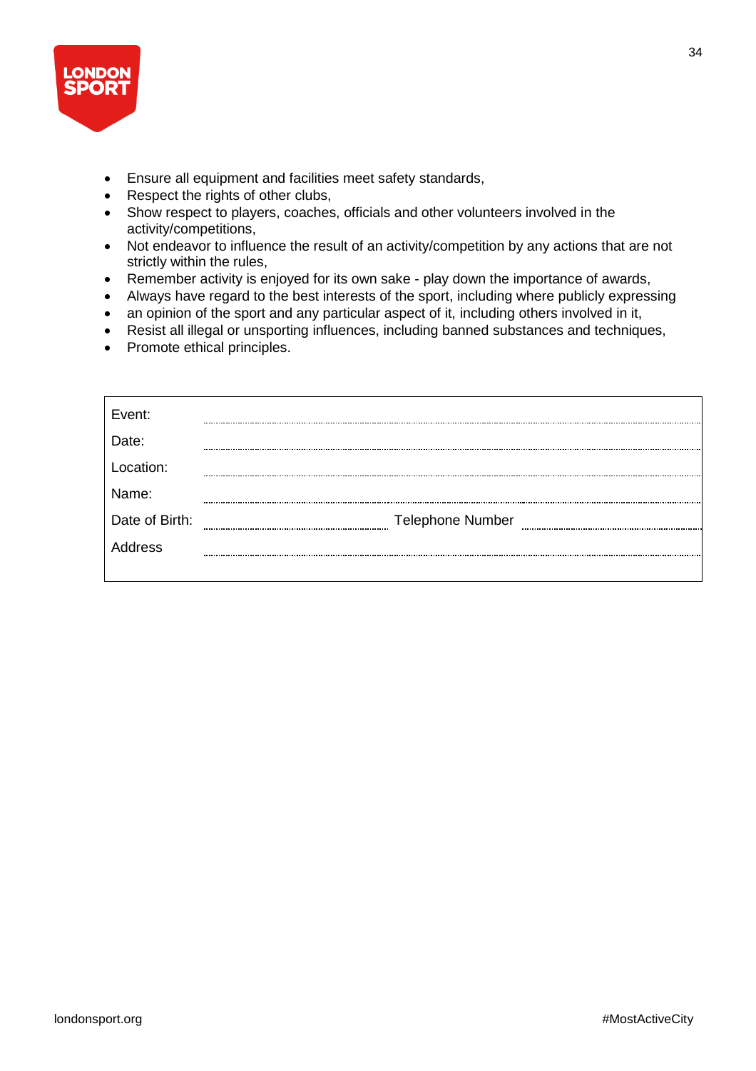- Ensure all equipment and facilities meet safety standards,
- Respect the rights of other clubs,
- Show respect to players, coaches, officials and other volunteers involved in the activity/competitions,
- Not endeavor to influence the result of an activity/competition by any actions that are not strictly within the rules,
- Remember activity is enjoyed for its own sake - play down the importance of awards,
- Always have regard to the best interests of the sport, including where publicly expressing
- an opinion of the sport and any particular aspect of it, including others involved in it,
- Resist all illegal or unsporting influences, including banned substances and techniques,
- Promote ethical principles.

| | | | |
|---|---|---|---|
| Event: | ........................................ | | |
| Date: | ........................................ | | |
| Location: | ........................................ | | |
| Name: | ........................................ | | |
| Date of Birth: | ........................................ | Telephone Number | ........................................ |
| Address | ........................................ | | |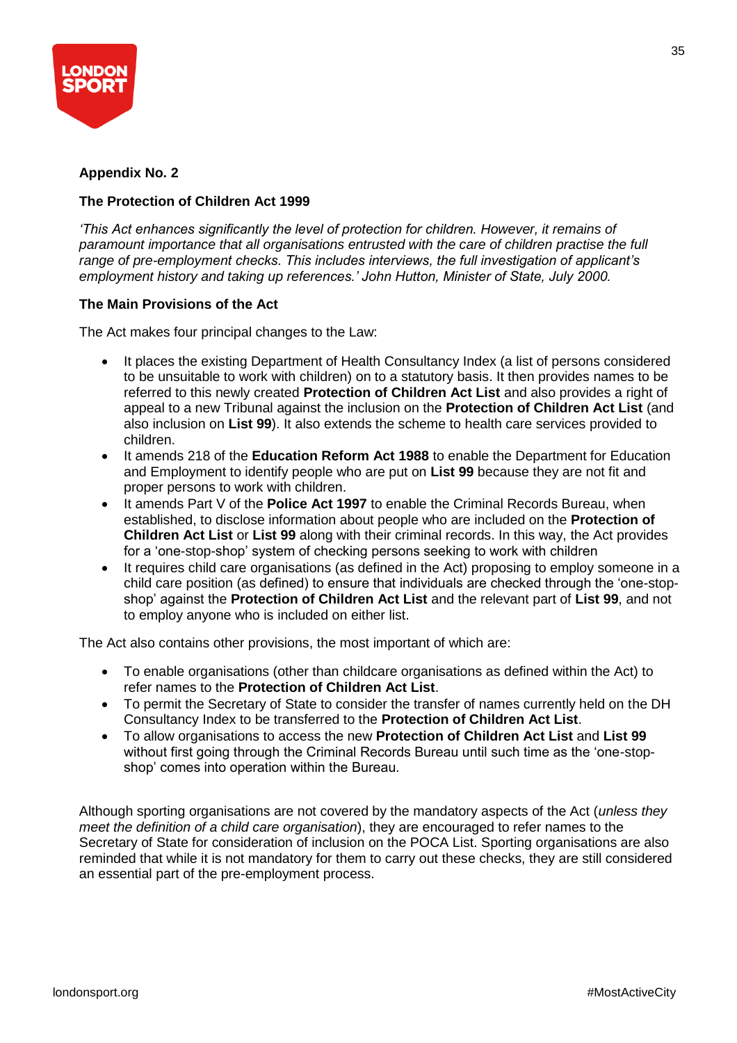**Appendix No. 2**

**The Protection of Children Act 1999**

*'This Act enhances significantly the level of protection for children. However, it remains of paramount importance that all organisations entrusted with the care of children practise the full range of pre-employment checks. This includes interviews, the full investigation of applicant's employment history and taking up references.' John Hutton, Minister of State, July 2000.*

**The Main Provisions of the Act**

The Act makes four principal changes to the Law:

- It places the existing Department of Health Consultancy Index (a list of persons considered to be unsuitable to work with children) on to a statutory basis. It then provides names to be referred to this newly created **Protection of Children Act List** and also provides a right of appeal to a new Tribunal against the inclusion on the **Protection of Children Act List** (and also inclusion on **List 99**). It also extends the scheme to health care services provided to children.
- It amends 218 of the **Education Reform Act 1988** to enable the Department for Education and Employment to identify people who are put on **List 99** because they are not fit and proper persons to work with children.
- It amends Part V of the **Police Act 1997** to enable the Criminal Records Bureau, when established, to disclose information about people who are included on the **Protection of Children Act List** or **List 99** along with their criminal records. In this way, the Act provides for a 'one-stop-shop' system of checking persons seeking to work with children
- It requires child care organisations (as defined in the Act) proposing to employ someone in a child care position (as defined) to ensure that individuals are checked through the 'one-stop-shop' against the **Protection of Children Act List** and the relevant part of **List 99**, and not to employ anyone who is included on either list.

The Act also contains other provisions, the most important of which are:

- To enable organisations (other than childcare organisations as defined within the Act) to refer names to the **Protection of Children Act List**.
- To permit the Secretary of State to consider the transfer of names currently held on the DH Consultancy Index to be transferred to the **Protection of Children Act List**.
- To allow organisations to access the new **Protection of Children Act List** and **List 99** without first going through the Criminal Records Bureau until such time as the 'one-stop-shop' comes into operation within the Bureau.

Although sporting organisations are not covered by the mandatory aspects of the Act (*unless they meet the definition of a child care organisation*), they are encouraged to refer names to the Secretary of State for consideration of inclusion on the POCA List. Sporting organisations are also reminded that while it is not mandatory for them to carry out these checks, they are still considered an essential part of the pre-employment process.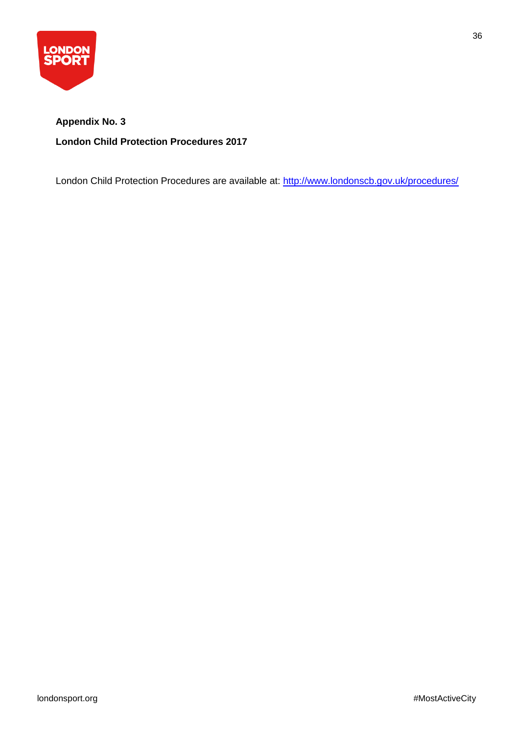**Appendix No. 3**

**London Child Protection Procedures 2017**

London Child Protection Procedures are available at: http://www.londonscb.gov.uk/procedures/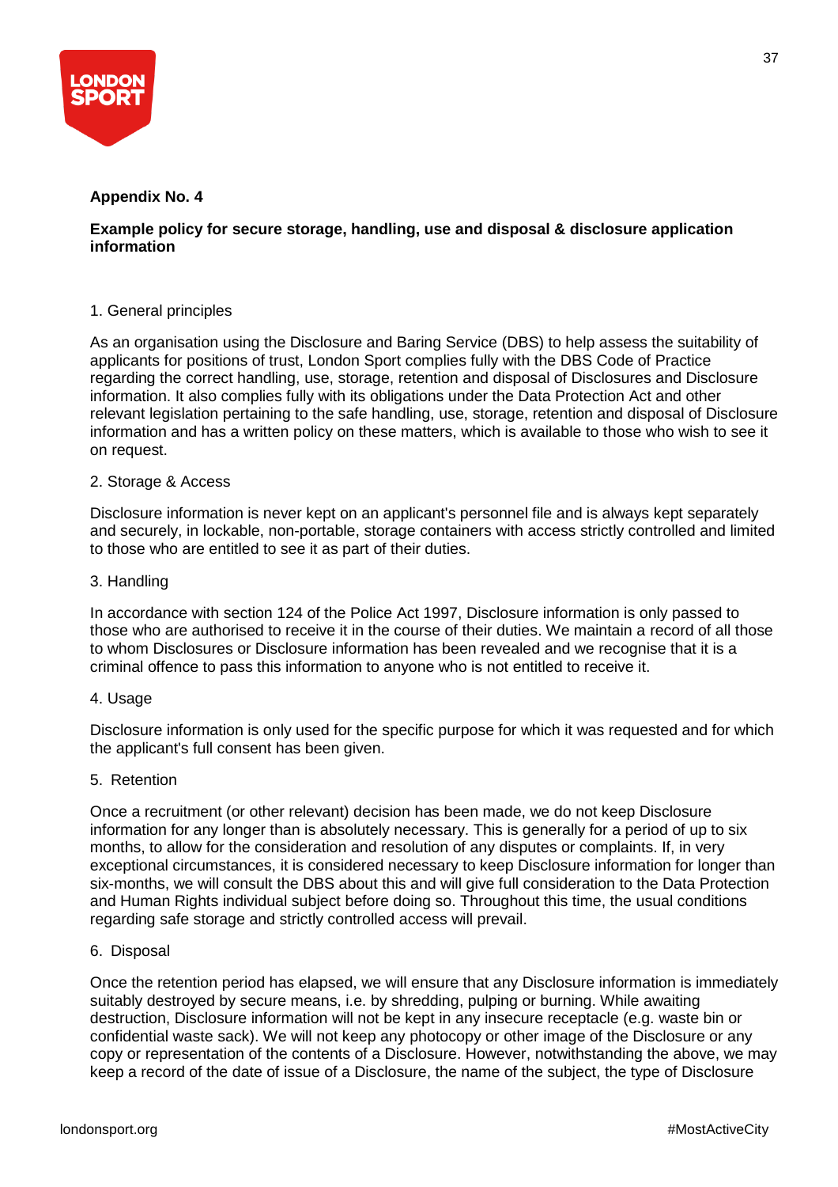**Appendix No. 4**

**Example policy for secure storage, handling, use and disposal & disclosure application information**

1. General principles

As an organisation using the Disclosure and Baring Service (DBS) to help assess the suitability of applicants for positions of trust, London Sport complies fully with the DBS Code of Practice regarding the correct handling, use, storage, retention and disposal of Disclosures and Disclosure information. It also complies fully with its obligations under the Data Protection Act and other relevant legislation pertaining to the safe handling, use, storage, retention and disposal of Disclosure information and has a written policy on these matters, which is available to those who wish to see it on request.

2. Storage & Access

Disclosure information is never kept on an applicant's personnel file and is always kept separately and securely, in lockable, non-portable, storage containers with access strictly controlled and limited to those who are entitled to see it as part of their duties.

3. Handling

In accordance with section 124 of the Police Act 1997, Disclosure information is only passed to those who are authorised to receive it in the course of their duties. We maintain a record of all those to whom Disclosures or Disclosure information has been revealed and we recognise that it is a criminal offence to pass this information to anyone who is not entitled to receive it.

4. Usage

Disclosure information is only used for the specific purpose for which it was requested and for which the applicant's full consent has been given.

5. Retention

Once a recruitment (or other relevant) decision has been made, we do not keep Disclosure information for any longer than is absolutely necessary. This is generally for a period of up to six months, to allow for the consideration and resolution of any disputes or complaints. If, in very exceptional circumstances, it is considered necessary to keep Disclosure information for longer than six-months, we will consult the DBS about this and will give full consideration to the Data Protection and Human Rights individual subject before doing so. Throughout this time, the usual conditions regarding safe storage and strictly controlled access will prevail.

6. Disposal

Once the retention period has elapsed, we will ensure that any Disclosure information is immediately suitably destroyed by secure means, i.e. by shredding, pulping or burning. While awaiting destruction, Disclosure information will not be kept in any insecure receptacle (e.g. waste bin or confidential waste sack). We will not keep any photocopy or other image of the Disclosure or any copy or representation of the contents of a Disclosure. However, notwithstanding the above, we may keep a record of the date of issue of a Disclosure, the name of the subject, the type of Disclosure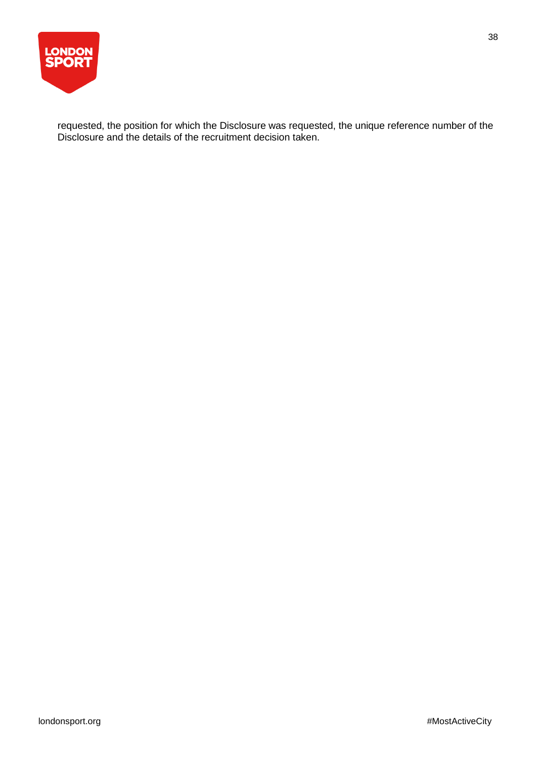requested, the position for which the Disclosure was requested, the unique reference number of the Disclosure and the details of the recruitment decision taken.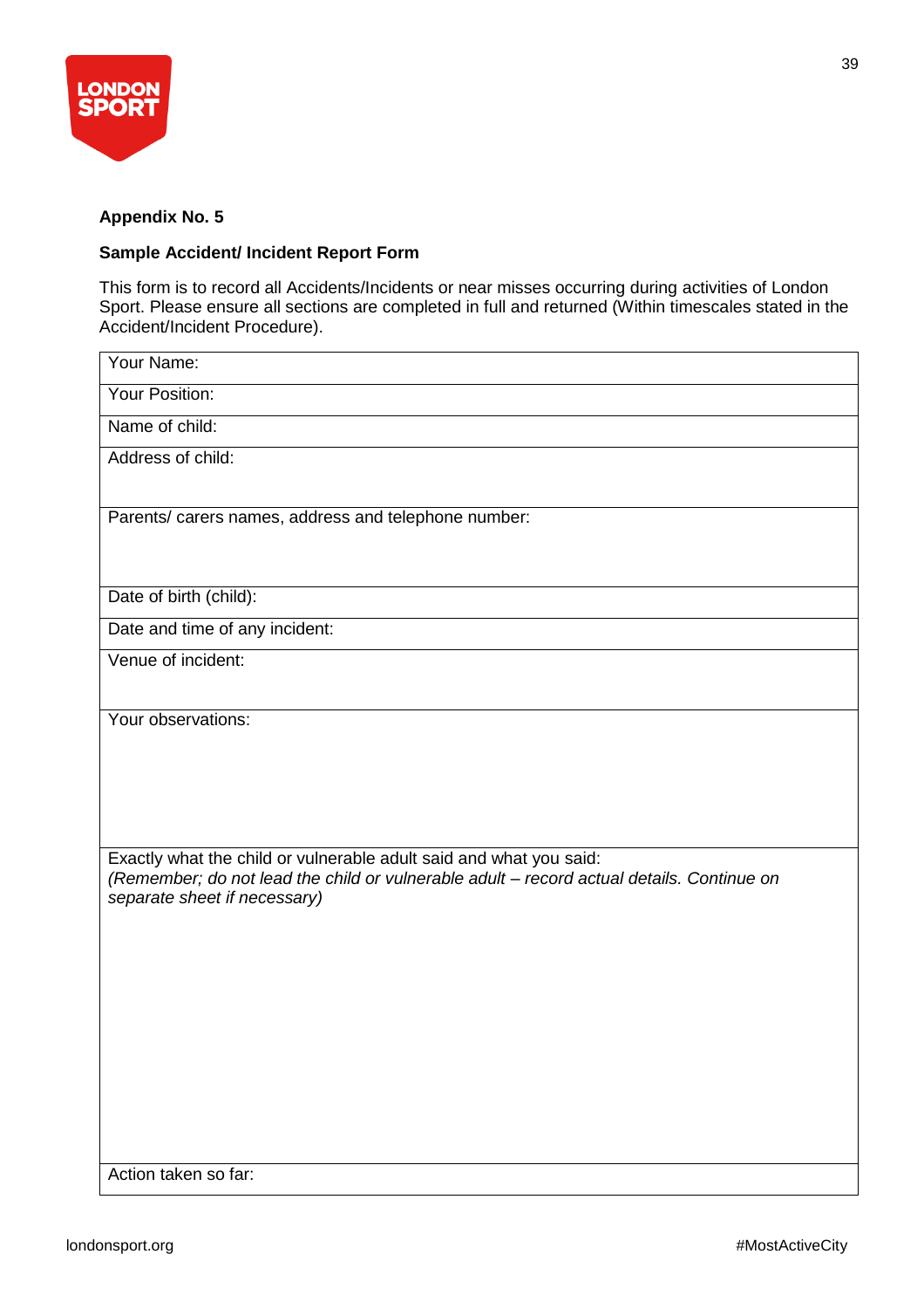**Appendix No. 5**

**Sample Accident/ Incident Report Form**

This form is to record all Accidents/Incidents or near misses occurring during activities of London Sport. Please ensure all sections are completed in full and returned (Within timescales stated in the Accident/Incident Procedure).

| Your Name: |
|---|
| Your Position: |
| Name of child: |
| Address of child: |
| Parents/ carers names, address and telephone number: |
| Date of birth (child): |
| Date and time of any incident: |
| Venue of incident: |
| Your observations: |
| Exactly what the child or vulnerable adult said and what you said: *(Remember; do not lead the child or vulnerable adult – record actual details. Continue on separate sheet if necessary)* |
| Action taken so far: |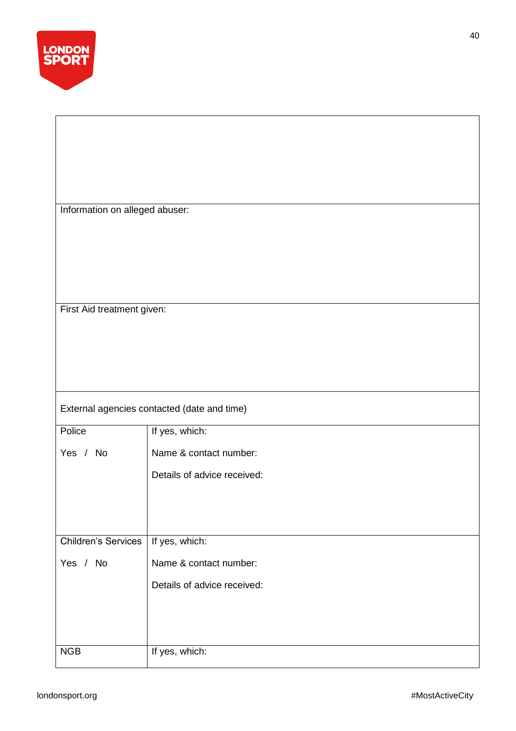| | |
|---|---|
| | |
| Information on alleged abuser: | |
| First Aid treatment given: | |
| External agencies contacted (date and time) | |
| Police<br><br>Yes / No | If yes, which:<br><br>Name & contact number:<br><br>Details of advice received: |
| Children's Services<br><br>Yes / No | If yes, which:<br><br>Name & contact number:<br><br>Details of advice received: |
| NGB | If yes, which: |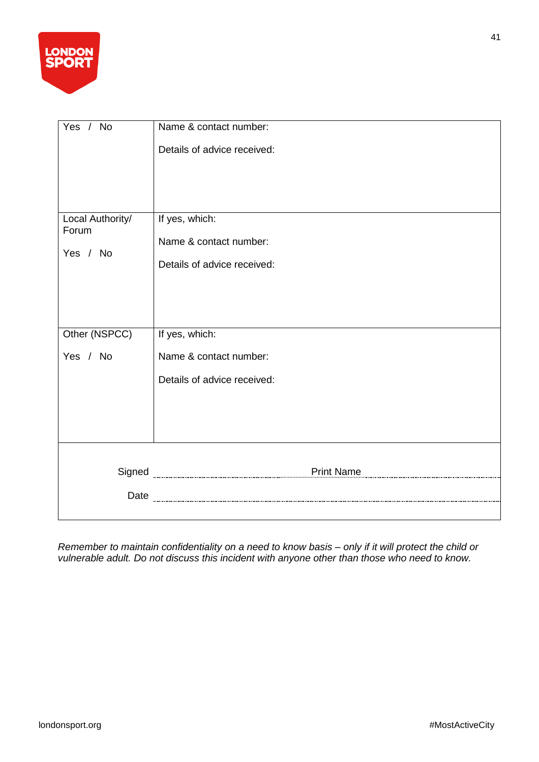| | |
|---|---|
| Yes / No | Name & contact number:<br><br>Details of advice received: |
| Local Authority/ Forum<br><br>Yes / No | If yes, which:<br><br>Name & contact number:<br><br>Details of advice received: |
| Other (NSPCC)<br><br>Yes / No | If yes, which:<br><br>Name & contact number:<br><br>Details of advice received: |

Signed ........................................ Print Name ........................................

Date ........................................

*Remember to maintain confidentiality on a need to know basis – only if it will protect the child or vulnerable adult. Do not discuss this incident with anyone other than those who need to know.*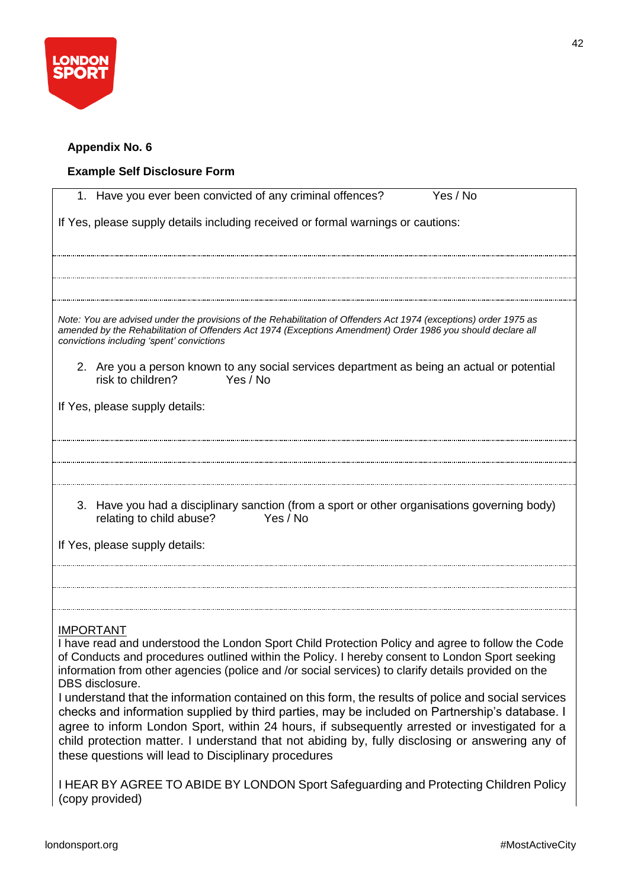**Appendix No. 6**

**Example Self Disclosure Form**

1. Have you ever been convicted of any criminal offences? Yes / No

If Yes, please supply details including received or formal warnings or cautions:

*Note: You are advised under the provisions of the Rehabilitation of Offenders Act 1974 (exceptions) order 1975 as amended by the Rehabilitation of Offenders Act 1974 (Exceptions Amendment) Order 1986 you should declare all convictions including 'spent' convictions*

2. Are you a person known to any social services department as being an actual or potential risk to children? Yes / No

If Yes, please supply details:

3. Have you had a disciplinary sanction (from a sport or other organisations governing body) relating to child abuse? Yes / No

If Yes, please supply details:

<u>IMPORTANT</u>

I have read and understood the London Sport Child Protection Policy and agree to follow the Code of Conducts and procedures outlined within the Policy. I hereby consent to London Sport seeking information from other agencies (police and /or social services) to clarify details provided on the DBS disclosure.

I understand that the information contained on this form, the results of police and social services checks and information supplied by third parties, may be included on Partnership's database. I agree to inform London Sport, within 24 hours, if subsequently arrested or investigated for a child protection matter. I understand that not abiding by, fully disclosing or answering any of these questions will lead to Disciplinary procedures

I HEAR BY AGREE TO ABIDE BY LONDON Sport Safeguarding and Protecting Children Policy (copy provided)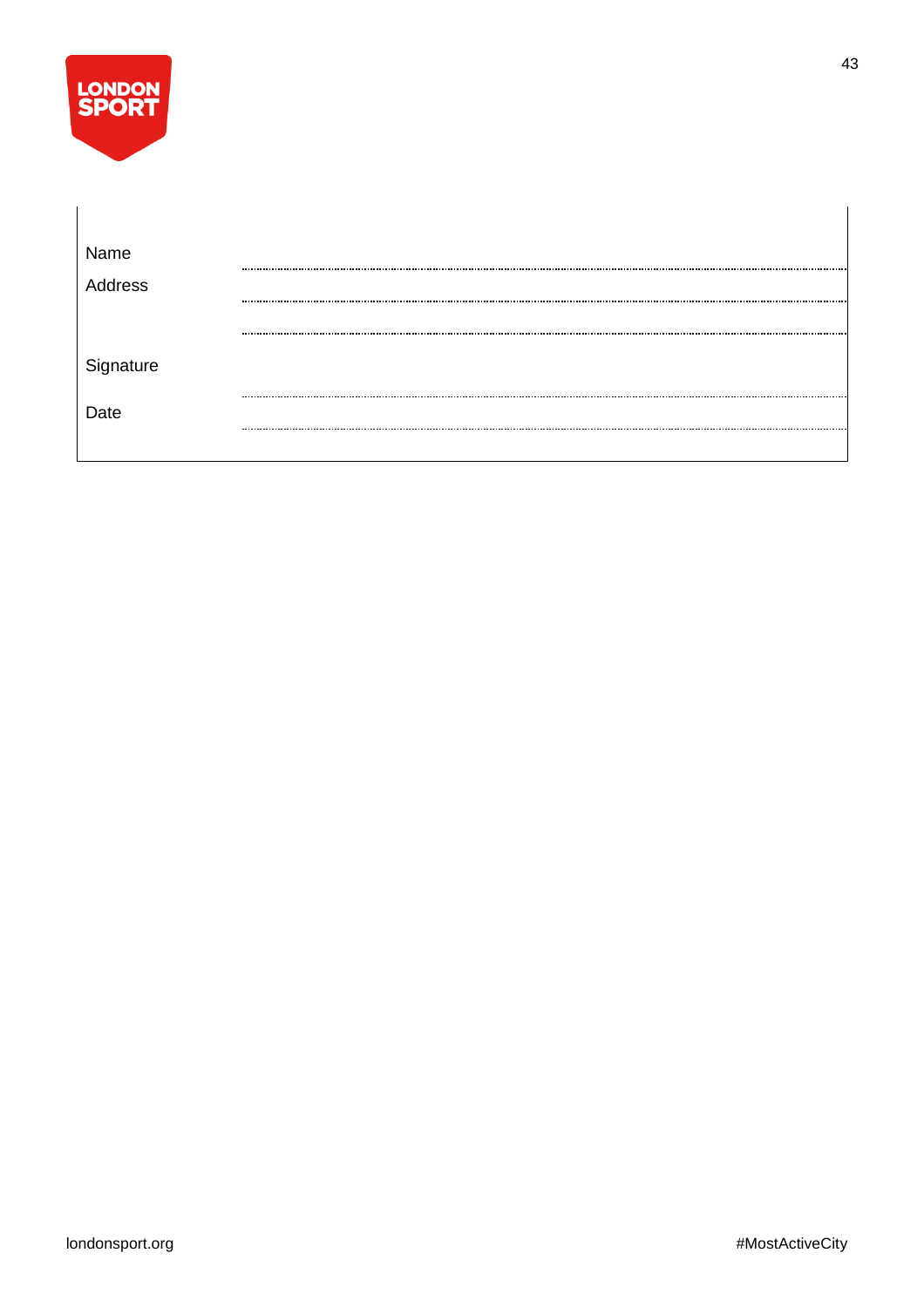Name ..............................................................................................................

Address ..............................................................................................................

..............................................................................................................

Signature ..............................................................................................................

Date ..............................................................................................................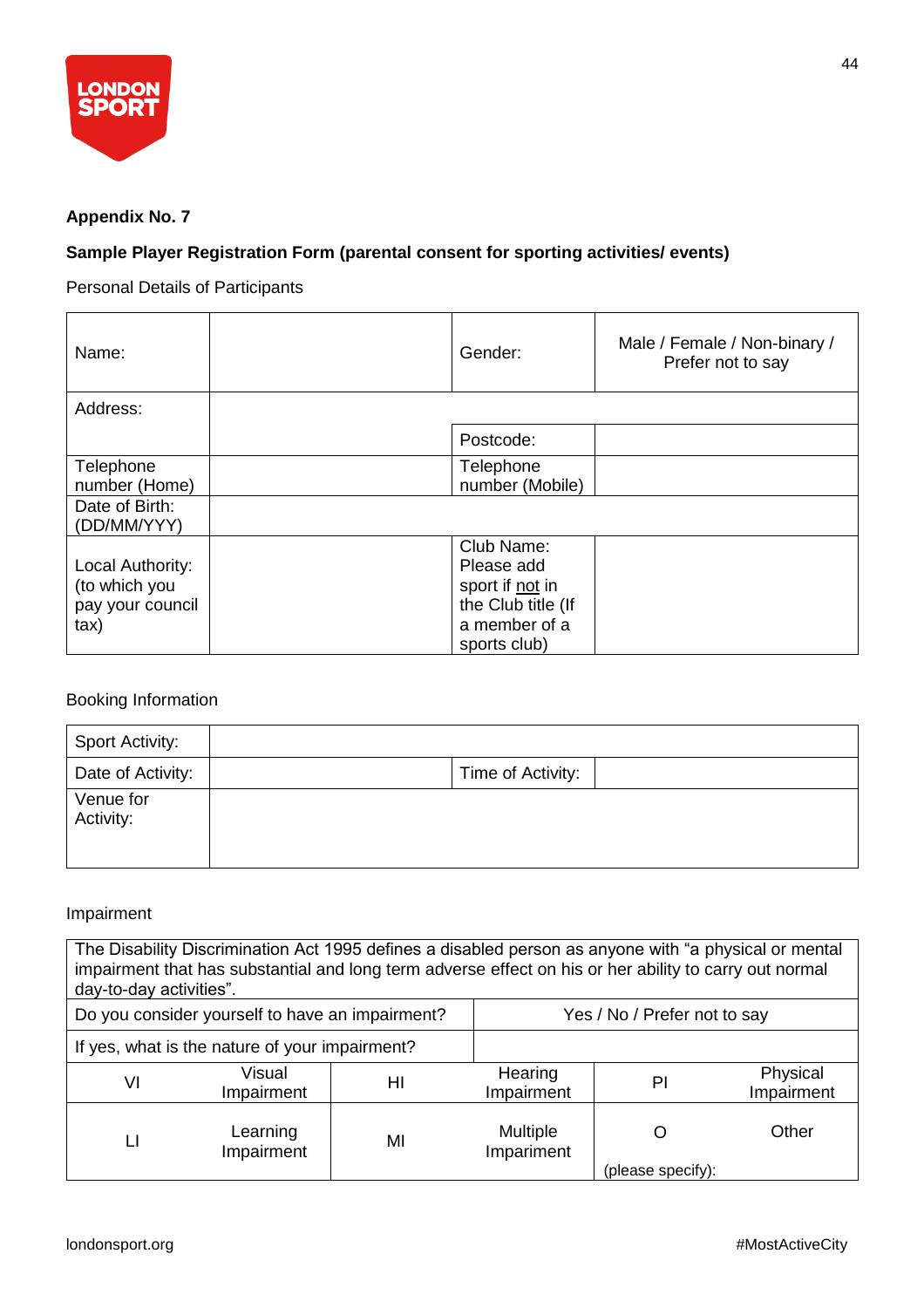**Appendix No. 7**

**Sample Player Registration Form (parental consent for sporting activities/ events)**

Personal Details of Participants

| | | | |
|---|---|---|---|
| Name: | | Gender: | Male / Female / Non-binary / Prefer not to say |
| Address: | | | |
| | | Postcode: | |
| Telephone number (Home) | | Telephone number (Mobile) | |
| Date of Birth: (DD/MM/YYY) | | | |
| Local Authority: (to which you pay your council tax) | | Club Name: Please add sport if not in the Club title (If a member of a sports club) | |

Booking Information

| | | | |
|---|---|---|---|
| Sport Activity: | | | |
| Date of Activity: | | Time of Activity: | |
| Venue for Activity: | | | |

Impairment

| | | | | | |
|---|---|---|---|---|---|
| The Disability Discrimination Act 1995 defines a disabled person as anyone with “a physical or mental impairment that has substantial and long term adverse effect on his or her ability to carry out normal day-to-day activities”. | | | | | |
| Do you consider yourself to have an impairment? | | | Yes / No / Prefer not to say | | |
| If yes, what is the nature of your impairment? | | | | | |
| VI | Visual Impairment | HI | Hearing Impairment | PI | Physical Impairment |
| LI | Learning Impairment | MI | Multiple Impairment | O (please specify): | Other |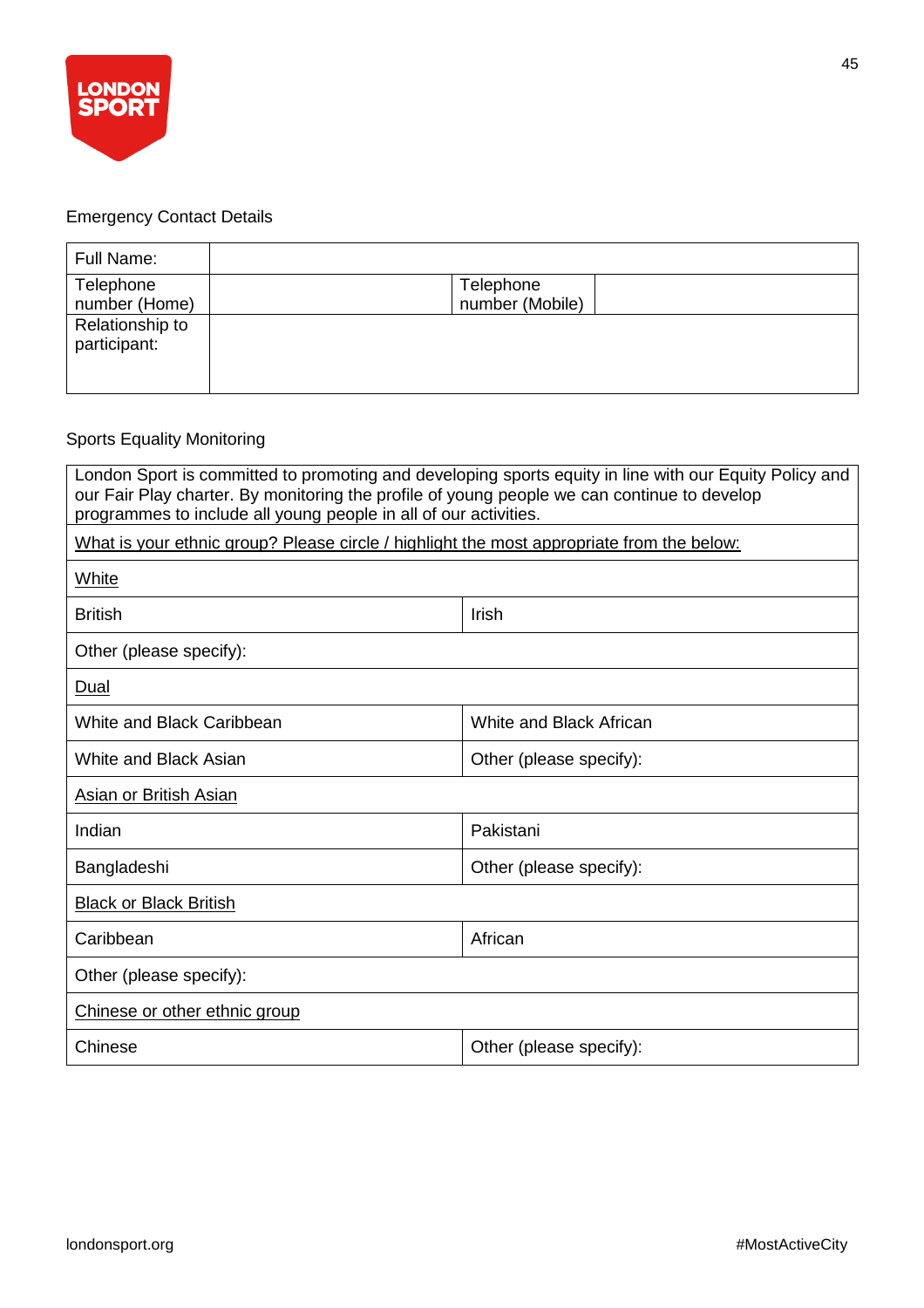Emergency Contact Details

| Full Name: | | | |
|---|---|---|---|
| Telephone number (Home) | | Telephone number (Mobile) | |
| Relationship to participant: | | | |

Sports Equality Monitoring

| London Sport is committed to promoting and developing sports equity in line with our Equity Policy and our Fair Play charter. By monitoring the profile of young people we can continue to develop programmes to include all young people in all of our activities. | |
|---|---|
| What is your ethnic group? Please circle / highlight the most appropriate from the below: | |
| White | |
| British | Irish |
| Other (please specify): | |
| Dual | |
| White and Black Caribbean | White and Black African |
| White and Black Asian | Other (please specify): |
| Asian or British Asian | |
| Indian | Pakistani |
| Bangladeshi | Other (please specify): |
| Black or Black British | |
| Caribbean | African |
| Other (please specify): | |
| Chinese or other ethnic group | |
| Chinese | Other (please specify): |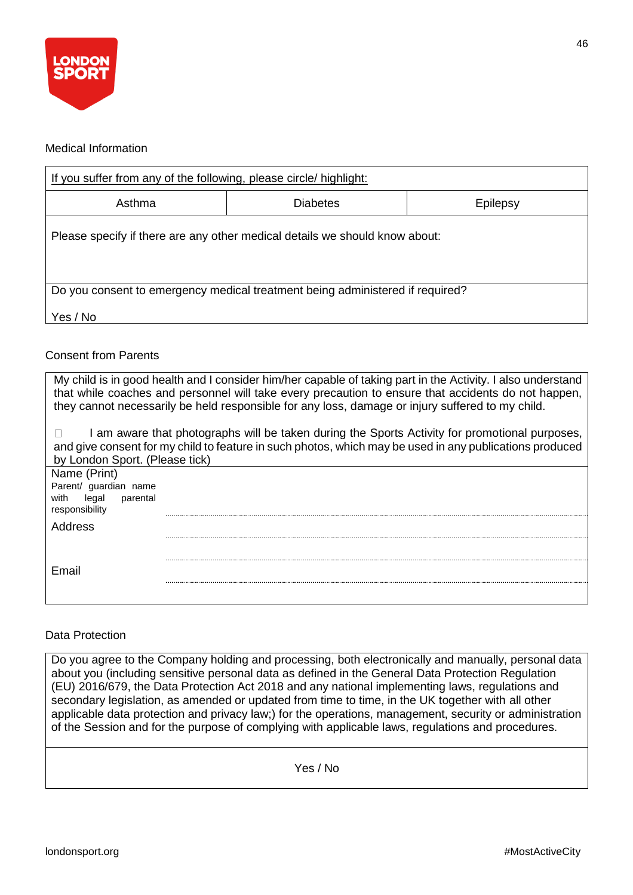Medical Information

| If you suffer from any of the following, please circle/ highlight: | | |
|---|---|---|
| Asthma | Diabetes | Epilepsy |
| Please specify if there are any other medical details we should know about: | | |
| Do you consent to emergency medical treatment being administered if required?<br><br>Yes / No | | |

Consent from Parents

My child is in good health and I consider him/her capable of taking part in the Activity. I also understand that while coaches and personnel will take every precaution to ensure that accidents do not happen, they cannot necessarily be held responsible for any loss, damage or injury suffered to my child.

☐ I am aware that photographs will be taken during the Sports Activity for promotional purposes, and give consent for my child to feature in such photos, which may be used in any publications produced by London Sport. (Please tick)

| | |
|---|---|
| Name (Print)<br>Parent/ guardian name with legal parental responsibility | ........................................ |
| Address | ........................................<br>........................................ |
| Email | ........................................ |

Data Protection

| Do you agree to the Company holding and processing, both electronically and manually, personal data about you (including sensitive personal data as defined in the General Data Protection Regulation (EU) 2016/679, the Data Protection Act 2018 and any national implementing laws, regulations and secondary legislation, as amended or updated from time to time, in the UK together with all other applicable data protection and privacy law;) for the operations, management, security or administration of the Session and for the purpose of complying with applicable laws, regulations and procedures. |
|---|
| Yes / No |

londonsport.org #MostActiveCity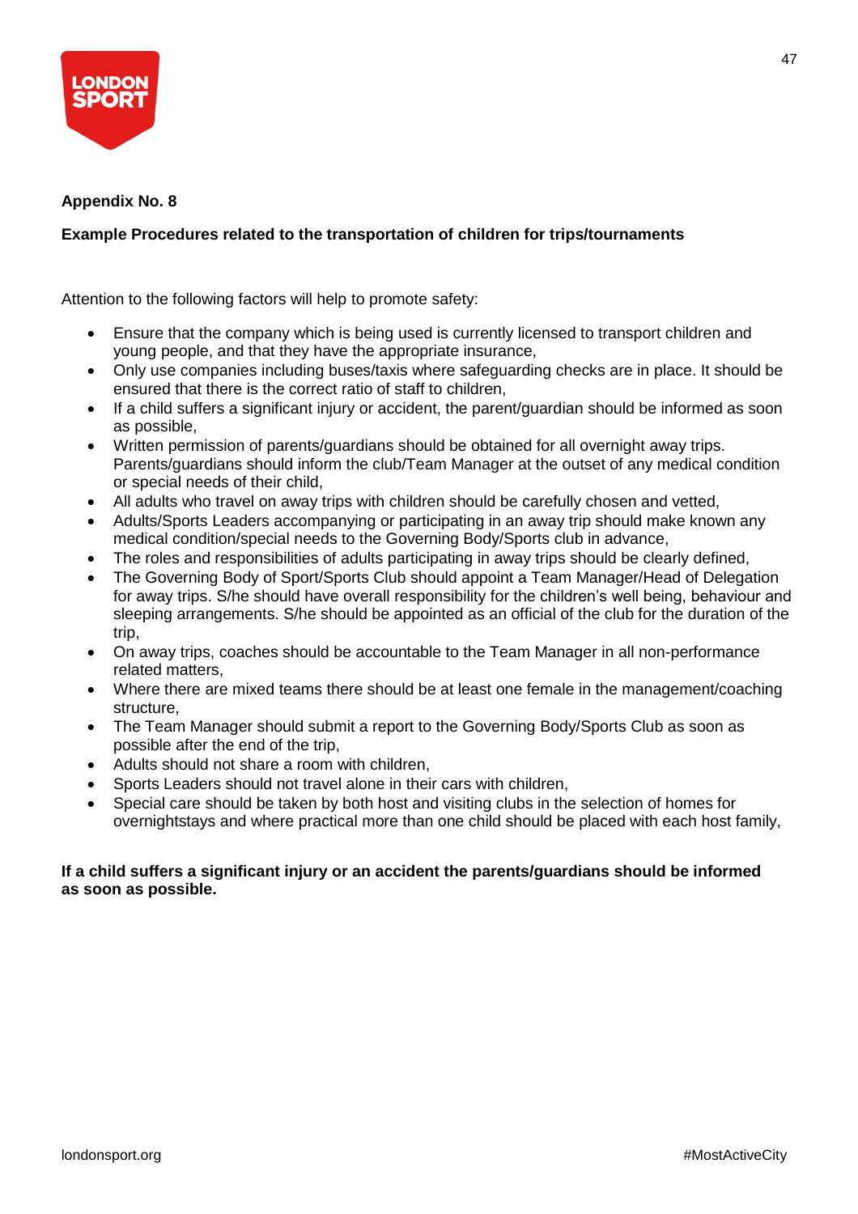**Appendix No. 8**

**Example Procedures related to the transportation of children for trips/tournaments**

Attention to the following factors will help to promote safety:

- Ensure that the company which is being used is currently licensed to transport children and young people, and that they have the appropriate insurance,
- Only use companies including buses/taxis where safeguarding checks are in place. It should be ensured that there is the correct ratio of staff to children,
- If a child suffers a significant injury or accident, the parent/guardian should be informed as soon as possible,
- Written permission of parents/guardians should be obtained for all overnight away trips. Parents/guardians should inform the club/Team Manager at the outset of any medical condition or special needs of their child,
- All adults who travel on away trips with children should be carefully chosen and vetted,
- Adults/Sports Leaders accompanying or participating in an away trip should make known any medical condition/special needs to the Governing Body/Sports club in advance,
- The roles and responsibilities of adults participating in away trips should be clearly defined,
- The Governing Body of Sport/Sports Club should appoint a Team Manager/Head of Delegation for away trips. S/he should have overall responsibility for the children's well being, behaviour and sleeping arrangements. S/he should be appointed as an official of the club for the duration of the trip,
- On away trips, coaches should be accountable to the Team Manager in all non-performance related matters,
- Where there are mixed teams there should be at least one female in the management/coaching structure,
- The Team Manager should submit a report to the Governing Body/Sports Club as soon as possible after the end of the trip,
- Adults should not share a room with children,
- Sports Leaders should not travel alone in their cars with children,
- Special care should be taken by both host and visiting clubs in the selection of homes for overnightstays and where practical more than one child should be placed with each host family,

**If a child suffers a significant injury or an accident the parents/guardians should be informed as soon as possible.**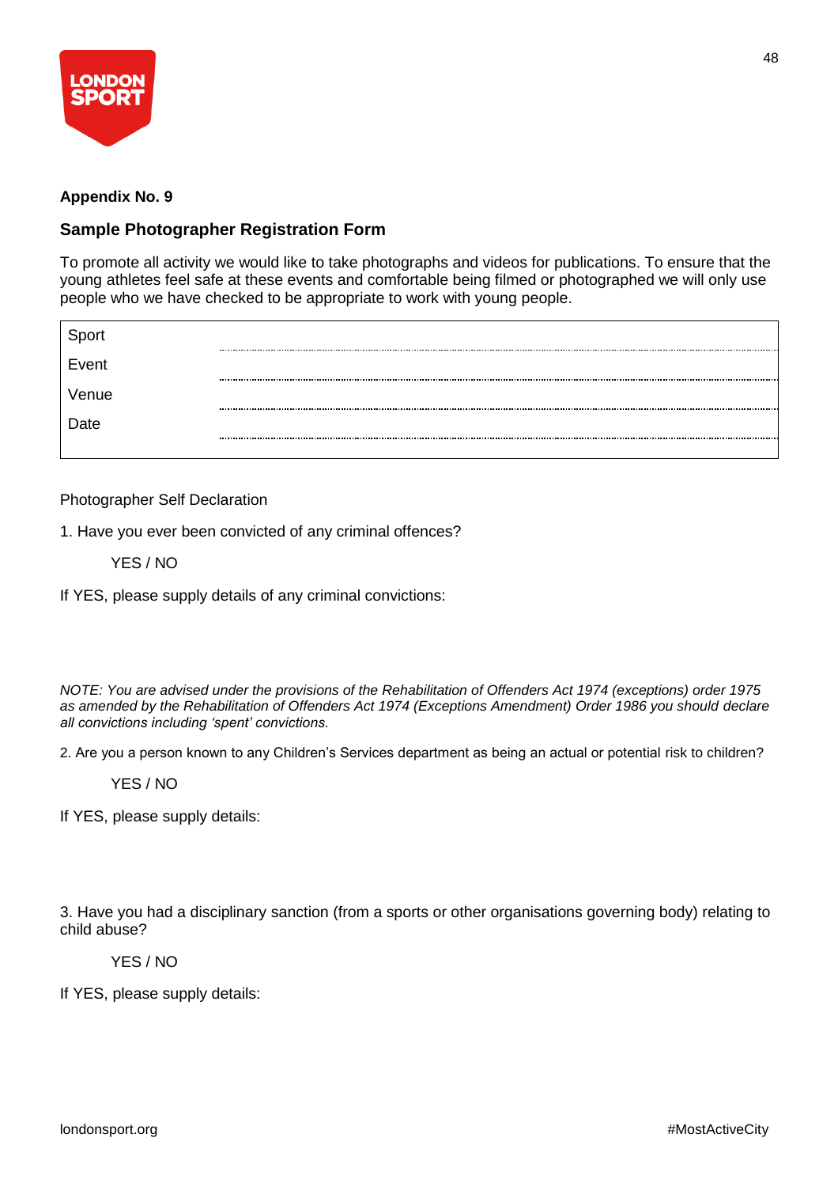**Appendix No. 9**

## Sample Photographer Registration Form

To promote all activity we would like to take photographs and videos for publications. To ensure that the young athletes feel safe at these events and comfortable being filmed or photographed we will only use people who we have checked to be appropriate to work with young people.

| | |
|---|---|
| Sport | |
| Event | |
| Venue | |
| Date | |

Photographer Self Declaration

1. Have you ever been convicted of any criminal offences?

YES / NO

If YES, please supply details of any criminal convictions:

*NOTE: You are advised under the provisions of the Rehabilitation of Offenders Act 1974 (exceptions) order 1975 as amended by the Rehabilitation of Offenders Act 1974 (Exceptions Amendment) Order 1986 you should declare all convictions including 'spent' convictions.*

2. Are you a person known to any Children's Services department as being an actual or potential risk to children?

YES / NO

If YES, please supply details:

3. Have you had a disciplinary sanction (from a sports or other organisations governing body) relating to child abuse?

YES / NO

If YES, please supply details: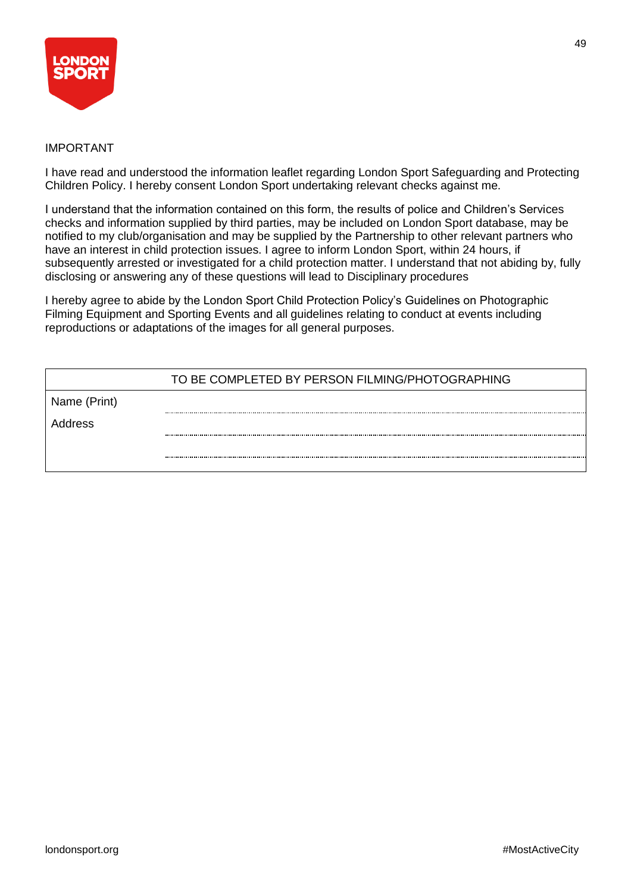IMPORTANT

I have read and understood the information leaflet regarding London Sport Safeguarding and Protecting Children Policy. I hereby consent London Sport undertaking relevant checks against me.

I understand that the information contained on this form, the results of police and Children's Services checks and information supplied by third parties, may be included on London Sport database, may be notified to my club/organisation and may be supplied by the Partnership to other relevant partners who have an interest in child protection issues. I agree to inform London Sport, within 24 hours, if subsequently arrested or investigated for a child protection matter. I understand that not abiding by, fully disclosing or answering any of these questions will lead to Disciplinary procedures

I hereby agree to abide by the London Sport Child Protection Policy's Guidelines on Photographic Filming Equipment and Sporting Events and all guidelines relating to conduct at events including reproductions or adaptations of the images for all general purposes.

| TO BE COMPLETED BY PERSON FILMING/PHOTOGRAPHING | |
|---|---|
| Name (Print) | ........................................ |
| Address | ........................................ |
| | ........................................ |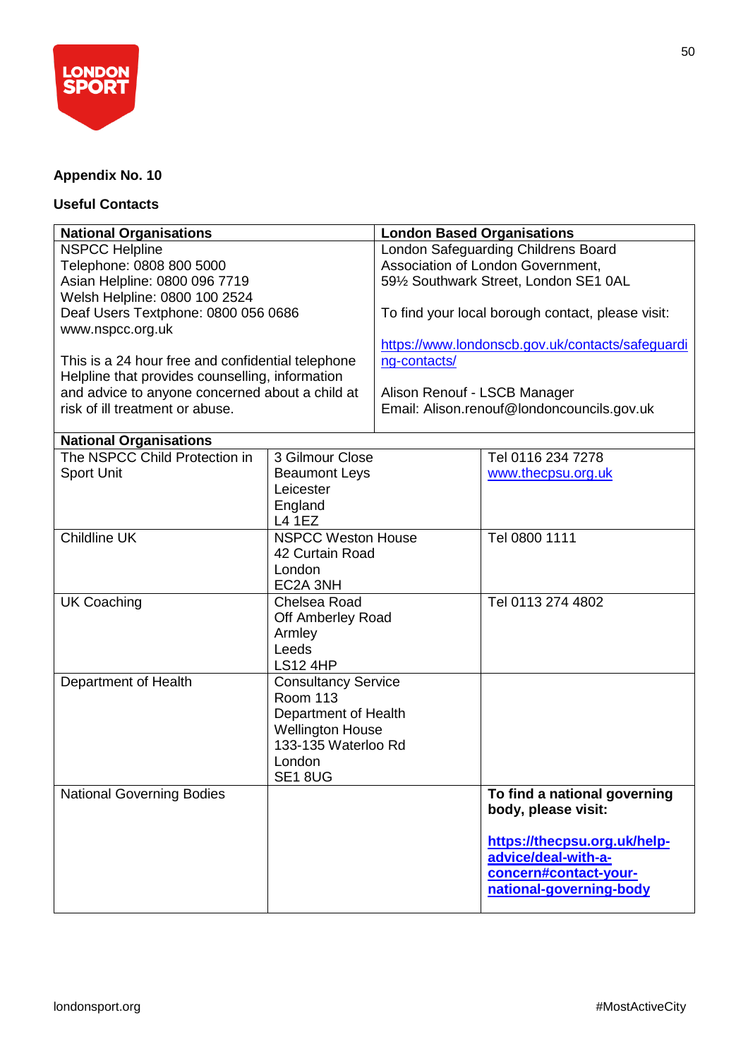**Appendix No. 10**

**Useful Contacts**

| **National Organisations** | **London Based Organisations** |
|---|---|
| NSPCC Helpline<br>Telephone: 0808 800 5000<br>Asian Helpline: 0800 096 7719<br>Welsh Helpline: 0800 100 2524<br>Deaf Users Textphone: 0800 056 0686<br>www.nspcc.org.uk<br><br>This is a 24 hour free and confidential telephone Helpline that provides counselling, information and advice to anyone concerned about a child at risk of ill treatment or abuse. | London Safeguarding Childrens Board<br>Association of London Government,<br>59½ Southwark Street, London SE1 0AL<br><br>To find your local borough contact, please visit:<br><br>https://www.londonscb.gov.uk/contacts/safeguarding-contacts/<br><br>Alison Renouf - LSCB Manager<br>Email: Alison.renouf@londoncouncils.gov.uk |

| **National Organisations** | | |
|---|---|---|
| The NSPCC Child Protection in Sport Unit | 3 Gilmour Close<br>Beaumont Leys<br>Leicester<br>England<br>L4 1EZ | Tel 0116 234 7278<br>www.thecpsu.org.uk |
| Childline UK | NSPCC Weston House<br>42 Curtain Road<br>London<br>EC2A 3NH | Tel 0800 1111 |
| UK Coaching | Chelsea Road<br>Off Amberley Road<br>Armley<br>Leeds<br>LS12 4HP | Tel 0113 274 4802 |
| Department of Health | Consultancy Service<br>Room 113<br>Department of Health<br>Wellington House<br>133-135 Waterloo Rd<br>London<br>SE1 8UG | |
| National Governing Bodies | | **To find a national governing body, please visit:**<br><br>**https://thecpsu.org.uk/help-advice/deal-with-a-concern#contact-your-national-governing-body** |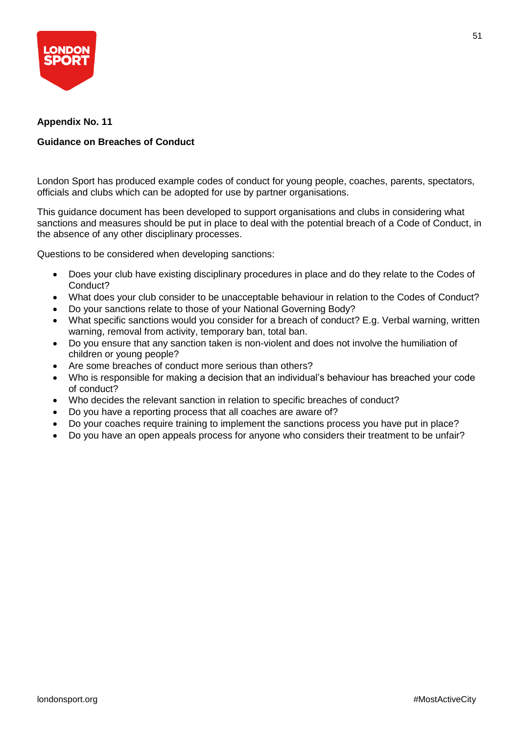**Appendix No. 11**

**Guidance on Breaches of Conduct**

London Sport has produced example codes of conduct for young people, coaches, parents, spectators, officials and clubs which can be adopted for use by partner organisations.

This guidance document has been developed to support organisations and clubs in considering what sanctions and measures should be put in place to deal with the potential breach of a Code of Conduct, in the absence of any other disciplinary processes.

Questions to be considered when developing sanctions:

- Does your club have existing disciplinary procedures in place and do they relate to the Codes of Conduct?
- What does your club consider to be unacceptable behaviour in relation to the Codes of Conduct?
- Do your sanctions relate to those of your National Governing Body?
- What specific sanctions would you consider for a breach of conduct? E.g. Verbal warning, written warning, removal from activity, temporary ban, total ban.
- Do you ensure that any sanction taken is non-violent and does not involve the humiliation of children or young people?
- Are some breaches of conduct more serious than others?
- Who is responsible for making a decision that an individual's behaviour has breached your code of conduct?
- Who decides the relevant sanction in relation to specific breaches of conduct?
- Do you have a reporting process that all coaches are aware of?
- Do your coaches require training to implement the sanctions process you have put in place?
- Do you have an open appeals process for anyone who considers their treatment to be unfair?